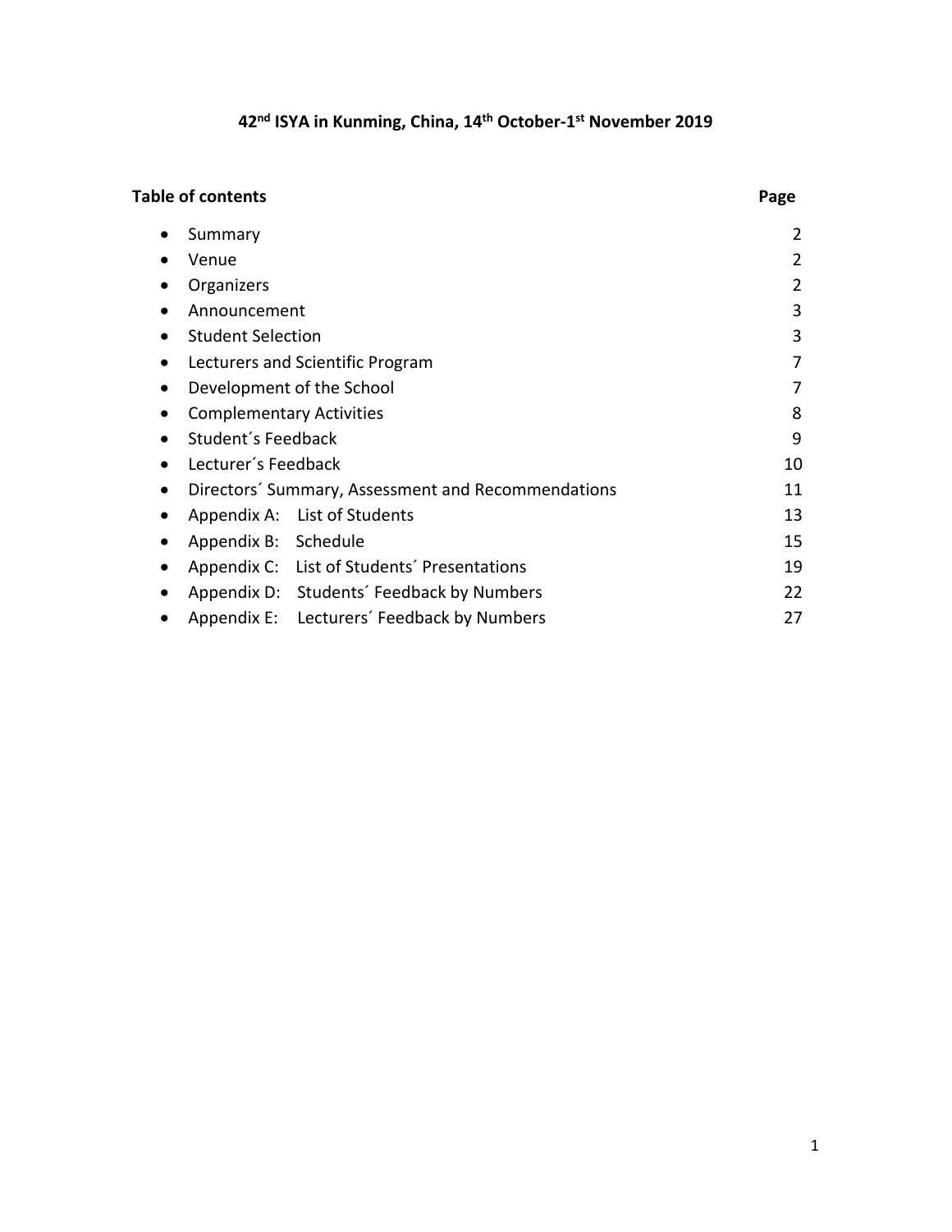# 42nd ISYA in Kunming, China, 14th October-1st November 2019

**Table of contents** **Page**

| | Page |
|---|---|
| Summary | 2 |
| Venue | 2 |
| Organizers | 2 |
| Announcement | 3 |
| Student Selection | 3 |
| Lecturers and Scientific Program | 7 |
| Development of the School | 7 |
| Complementary Activities | 8 |
| Student´s Feedback | 9 |
| Lecturer´s Feedback | 10 |
| Directors´ Summary, Assessment and Recommendations | 11 |
| Appendix A: List of Students | 13 |
| Appendix B: Schedule | 15 |
| Appendix C: List of Students´ Presentations | 19 |
| Appendix D: Students´ Feedback by Numbers | 22 |
| Appendix E: Lecturers´ Feedback by Numbers | 27 |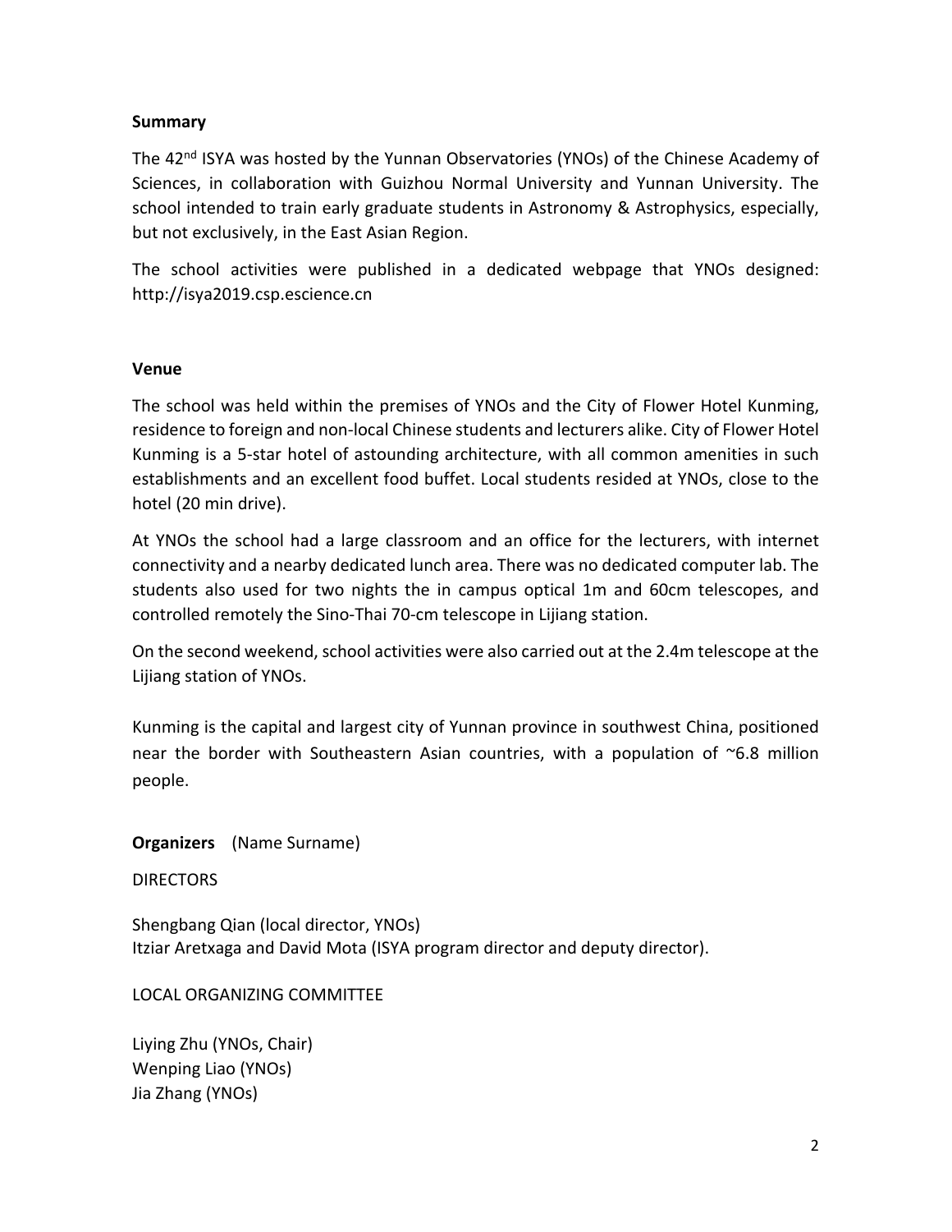**Summary**

The 42nd ISYA was hosted by the Yunnan Observatories (YNOs) of the Chinese Academy of Sciences, in collaboration with Guizhou Normal University and Yunnan University. The school intended to train early graduate students in Astronomy & Astrophysics, especially, but not exclusively, in the East Asian Region.

The school activities were published in a dedicated webpage that YNOs designed: http://isya2019.csp.escience.cn

**Venue**

The school was held within the premises of YNOs and the City of Flower Hotel Kunming, residence to foreign and non-local Chinese students and lecturers alike. City of Flower Hotel Kunming is a 5-star hotel of astounding architecture, with all common amenities in such establishments and an excellent food buffet. Local students resided at YNOs, close to the hotel (20 min drive).

At YNOs the school had a large classroom and an office for the lecturers, with internet connectivity and a nearby dedicated lunch area. There was no dedicated computer lab. The students also used for two nights the in campus optical 1m and 60cm telescopes, and controlled remotely the Sino-Thai 70-cm telescope in Lijiang station.

On the second weekend, school activities were also carried out at the 2.4m telescope at the Lijiang station of YNOs.

Kunming is the capital and largest city of Yunnan province in southwest China, positioned near the border with Southeastern Asian countries, with a population of ~6.8 million people.

**Organizers** (Name Surname)

DIRECTORS

Shengbang Qian (local director, YNOs)
Itziar Aretxaga and David Mota (ISYA program director and deputy director).

LOCAL ORGANIZING COMMITTEE

Liying Zhu (YNOs, Chair)
Wenping Liao (YNOs)
Jia Zhang (YNOs)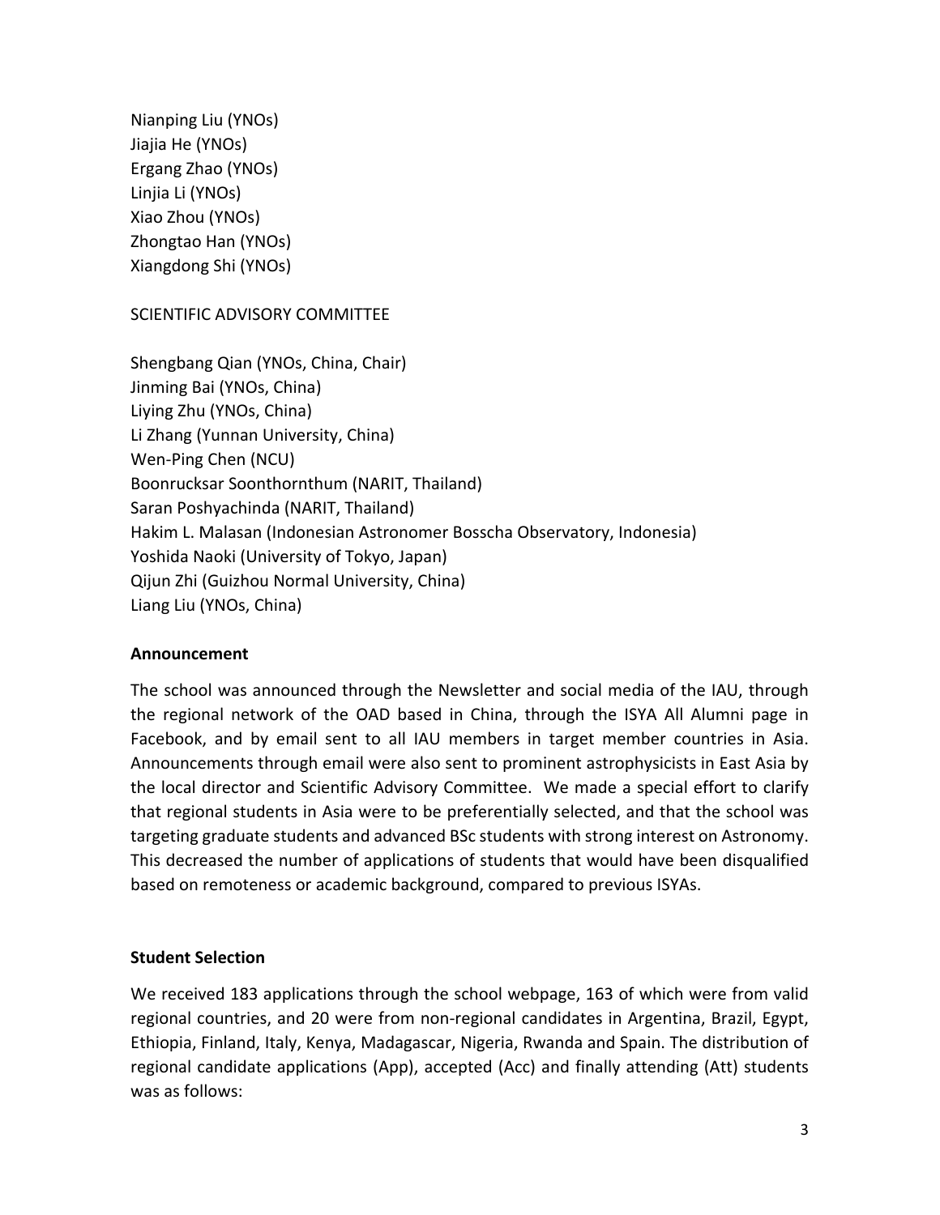Nianping Liu (YNOs)
Jiajia He (YNOs)
Ergang Zhao (YNOs)
Linjia Li (YNOs)
Xiao Zhou (YNOs)
Zhongtao Han (YNOs)
Xiangdong Shi (YNOs)

SCIENTIFIC ADVISORY COMMITTEE

Shengbang Qian (YNOs, China, Chair)
Jinming Bai (YNOs, China)
Liying Zhu (YNOs, China)
Li Zhang (Yunnan University, China)
Wen-Ping Chen (NCU)
Boonrucksar Soonthornthum (NARIT, Thailand)
Saran Poshyachinda (NARIT, Thailand)
Hakim L. Malasan (Indonesian Astronomer Bosscha Observatory, Indonesia)
Yoshida Naoki (University of Tokyo, Japan)
Qijun Zhi (Guizhou Normal University, China)
Liang Liu (YNOs, China)

**Announcement**

The school was announced through the Newsletter and social media of the IAU, through the regional network of the OAD based in China, through the ISYA All Alumni page in Facebook, and by email sent to all IAU members in target member countries in Asia. Announcements through email were also sent to prominent astrophysicists in East Asia by the local director and Scientific Advisory Committee. We made a special effort to clarify that regional students in Asia were to be preferentially selected, and that the school was targeting graduate students and advanced BSc students with strong interest on Astronomy. This decreased the number of applications of students that would have been disqualified based on remoteness or academic background, compared to previous ISYAs.

**Student Selection**

We received 183 applications through the school webpage, 163 of which were from valid regional countries, and 20 were from non-regional candidates in Argentina, Brazil, Egypt, Ethiopia, Finland, Italy, Kenya, Madagascar, Nigeria, Rwanda and Spain. The distribution of regional candidate applications (App), accepted (Acc) and finally attending (Att) students was as follows: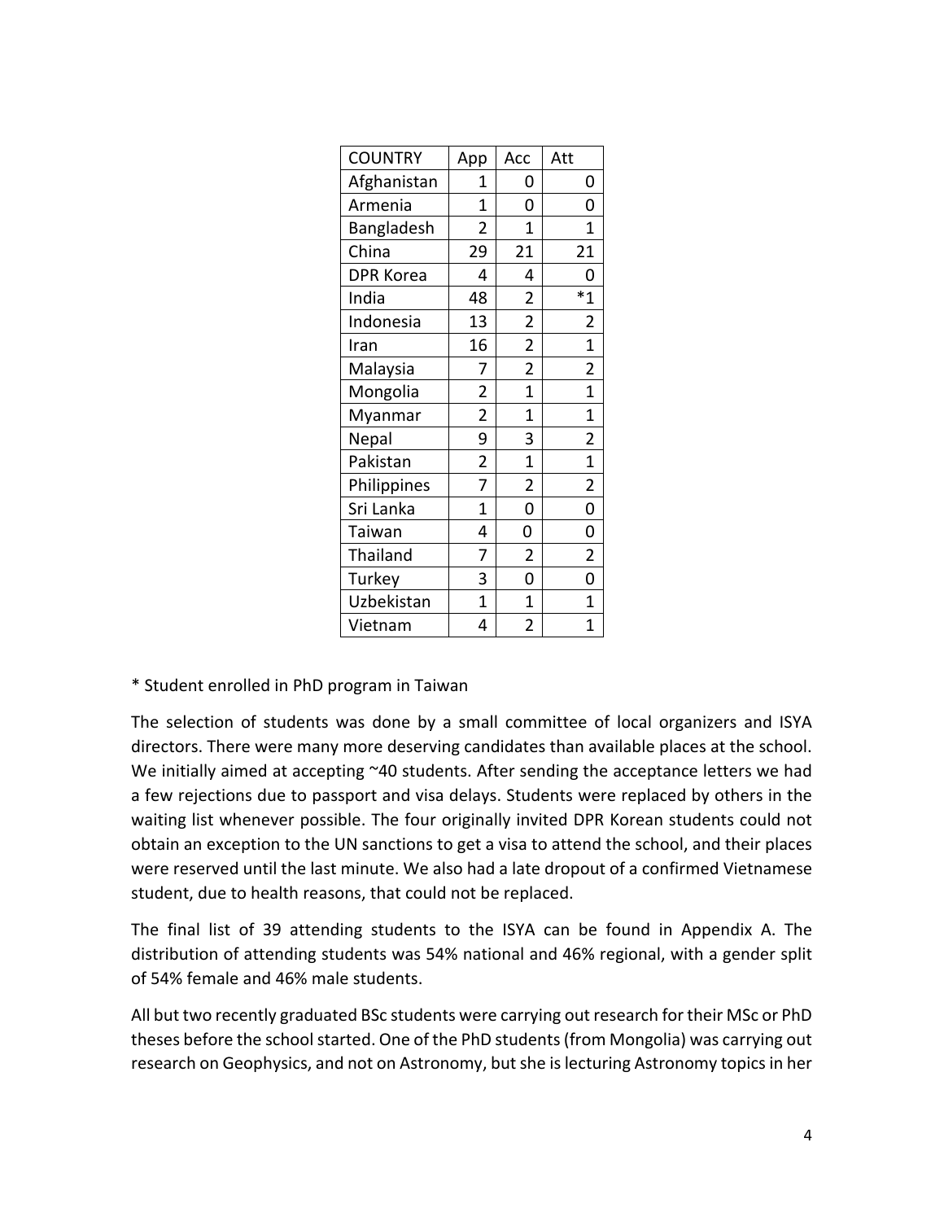| COUNTRY | App | Acc | Att |
|---|---|---|---|
| Afghanistan | 1 | 0 | 0 |
| Armenia | 1 | 0 | 0 |
| Bangladesh | 2 | 1 | 1 |
| China | 29 | 21 | 21 |
| DPR Korea | 4 | 4 | 0 |
| India | 48 | 2 | *1 |
| Indonesia | 13 | 2 | 2 |
| Iran | 16 | 2 | 1 |
| Malaysia | 7 | 2 | 2 |
| Mongolia | 2 | 1 | 1 |
| Myanmar | 2 | 1 | 1 |
| Nepal | 9 | 3 | 2 |
| Pakistan | 2 | 1 | 1 |
| Philippines | 7 | 2 | 2 |
| Sri Lanka | 1 | 0 | 0 |
| Taiwan | 4 | 0 | 0 |
| Thailand | 7 | 2 | 2 |
| Turkey | 3 | 0 | 0 |
| Uzbekistan | 1 | 1 | 1 |
| Vietnam | 4 | 2 | 1 |

* Student enrolled in PhD program in Taiwan

The selection of students was done by a small committee of local organizers and ISYA directors. There were many more deserving candidates than available places at the school. We initially aimed at accepting ~40 students. After sending the acceptance letters we had a few rejections due to passport and visa delays. Students were replaced by others in the waiting list whenever possible. The four originally invited DPR Korean students could not obtain an exception to the UN sanctions to get a visa to attend the school, and their places were reserved until the last minute. We also had a late dropout of a confirmed Vietnamese student, due to health reasons, that could not be replaced.

The final list of 39 attending students to the ISYA can be found in Appendix A. The distribution of attending students was 54% national and 46% regional, with a gender split of 54% female and 46% male students.

All but two recently graduated BSc students were carrying out research for their MSc or PhD theses before the school started. One of the PhD students (from Mongolia) was carrying out research on Geophysics, and not on Astronomy, but she is lecturing Astronomy topics in her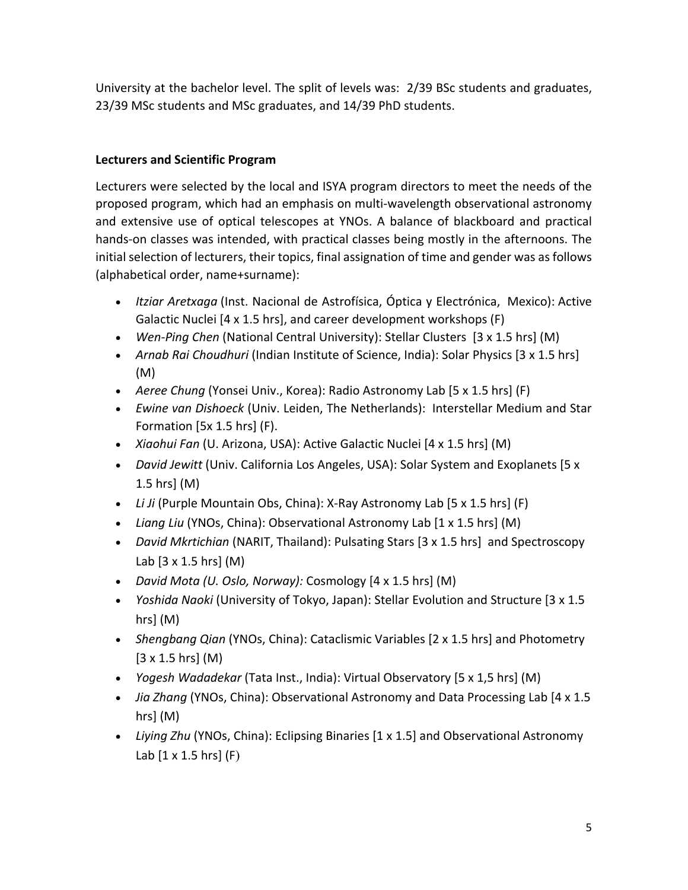University at the bachelor level. The split of levels was: 2/39 BSc students and graduates, 23/39 MSc students and MSc graduates, and 14/39 PhD students.

**Lecturers and Scientific Program**

Lecturers were selected by the local and ISYA program directors to meet the needs of the proposed program, which had an emphasis on multi-wavelength observational astronomy and extensive use of optical telescopes at YNOs. A balance of blackboard and practical hands-on classes was intended, with practical classes being mostly in the afternoons. The initial selection of lecturers, their topics, final assignation of time and gender was as follows (alphabetical order, name+surname):

- *Itziar Aretxaga* (Inst. Nacional de Astrofísica, Óptica y Electrónica, Mexico): Active Galactic Nuclei [4 x 1.5 hrs], and career development workshops (F)
- *Wen-Ping Chen* (National Central University): Stellar Clusters [3 x 1.5 hrs] (M)
- *Arnab Rai Choudhuri* (Indian Institute of Science, India): Solar Physics [3 x 1.5 hrs] (M)
- *Aeree Chung* (Yonsei Univ., Korea): Radio Astronomy Lab [5 x 1.5 hrs] (F)
- *Ewine van Dishoeck* (Univ. Leiden, The Netherlands): Interstellar Medium and Star Formation [5x 1.5 hrs] (F).
- *Xiaohui Fan* (U. Arizona, USA): Active Galactic Nuclei [4 x 1.5 hrs] (M)
- *David Jewitt* (Univ. California Los Angeles, USA): Solar System and Exoplanets [5 x 1.5 hrs] (M)
- *Li Ji* (Purple Mountain Obs, China): X-Ray Astronomy Lab [5 x 1.5 hrs] (F)
- *Liang Liu* (YNOs, China): Observational Astronomy Lab [1 x 1.5 hrs] (M)
- *David Mkrtichian* (NARIT, Thailand): Pulsating Stars [3 x 1.5 hrs] and Spectroscopy Lab [3 x 1.5 hrs] (M)
- *David Mota (U. Oslo, Norway):* Cosmology [4 x 1.5 hrs] (M)
- *Yoshida Naoki* (University of Tokyo, Japan): Stellar Evolution and Structure [3 x 1.5 hrs] (M)
- *Shengbang Qian* (YNOs, China): Cataclismic Variables [2 x 1.5 hrs] and Photometry [3 x 1.5 hrs] (M)
- *Yogesh Wadadekar* (Tata Inst., India): Virtual Observatory [5 x 1,5 hrs] (M)
- *Jia Zhang* (YNOs, China): Observational Astronomy and Data Processing Lab [4 x 1.5 hrs] (M)
- *Liying Zhu* (YNOs, China): Eclipsing Binaries [1 x 1.5] and Observational Astronomy Lab [1 x 1.5 hrs] (F)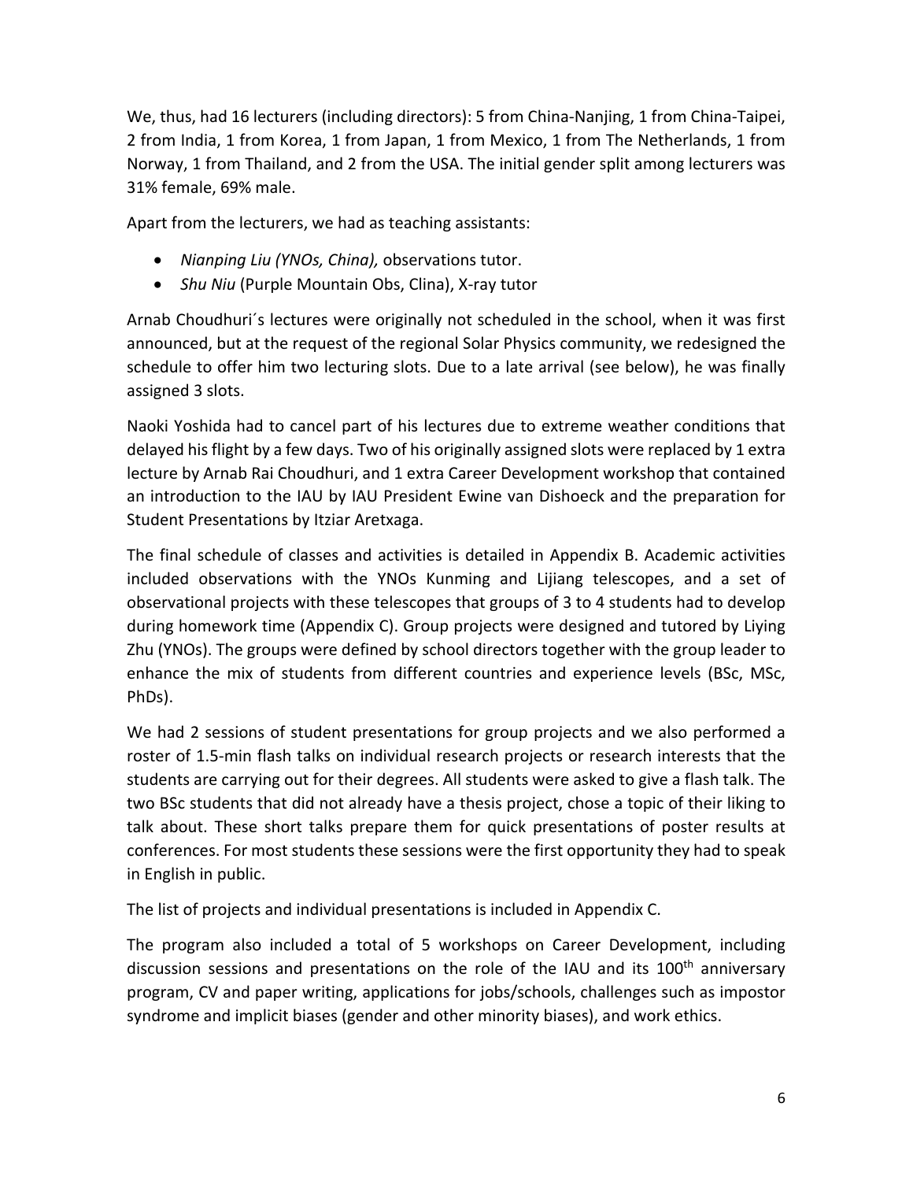We, thus, had 16 lecturers (including directors): 5 from China-Nanjing, 1 from China-Taipei, 2 from India, 1 from Korea, 1 from Japan, 1 from Mexico, 1 from The Netherlands, 1 from Norway, 1 from Thailand, and 2 from the USA. The initial gender split among lecturers was 31% female, 69% male.

Apart from the lecturers, we had as teaching assistants:

- *Nianping Liu (YNOs, China),* observations tutor.
- *Shu Niu* (Purple Mountain Obs, Clina), X-ray tutor

Arnab Choudhuri´s lectures were originally not scheduled in the school, when it was first announced, but at the request of the regional Solar Physics community, we redesigned the schedule to offer him two lecturing slots. Due to a late arrival (see below), he was finally assigned 3 slots.

Naoki Yoshida had to cancel part of his lectures due to extreme weather conditions that delayed his flight by a few days. Two of his originally assigned slots were replaced by 1 extra lecture by Arnab Rai Choudhuri, and 1 extra Career Development workshop that contained an introduction to the IAU by IAU President Ewine van Dishoeck and the preparation for Student Presentations by Itziar Aretxaga.

The final schedule of classes and activities is detailed in Appendix B. Academic activities included observations with the YNOs Kunming and Lijiang telescopes, and a set of observational projects with these telescopes that groups of 3 to 4 students had to develop during homework time (Appendix C). Group projects were designed and tutored by Liying Zhu (YNOs). The groups were defined by school directors together with the group leader to enhance the mix of students from different countries and experience levels (BSc, MSc, PhDs).

We had 2 sessions of student presentations for group projects and we also performed a roster of 1.5-min flash talks on individual research projects or research interests that the students are carrying out for their degrees. All students were asked to give a flash talk. The two BSc students that did not already have a thesis project, chose a topic of their liking to talk about. These short talks prepare them for quick presentations of poster results at conferences. For most students these sessions were the first opportunity they had to speak in English in public.

The list of projects and individual presentations is included in Appendix C.

The program also included a total of 5 workshops on Career Development, including discussion sessions and presentations on the role of the IAU and its 100th anniversary program, CV and paper writing, applications for jobs/schools, challenges such as impostor syndrome and implicit biases (gender and other minority biases), and work ethics.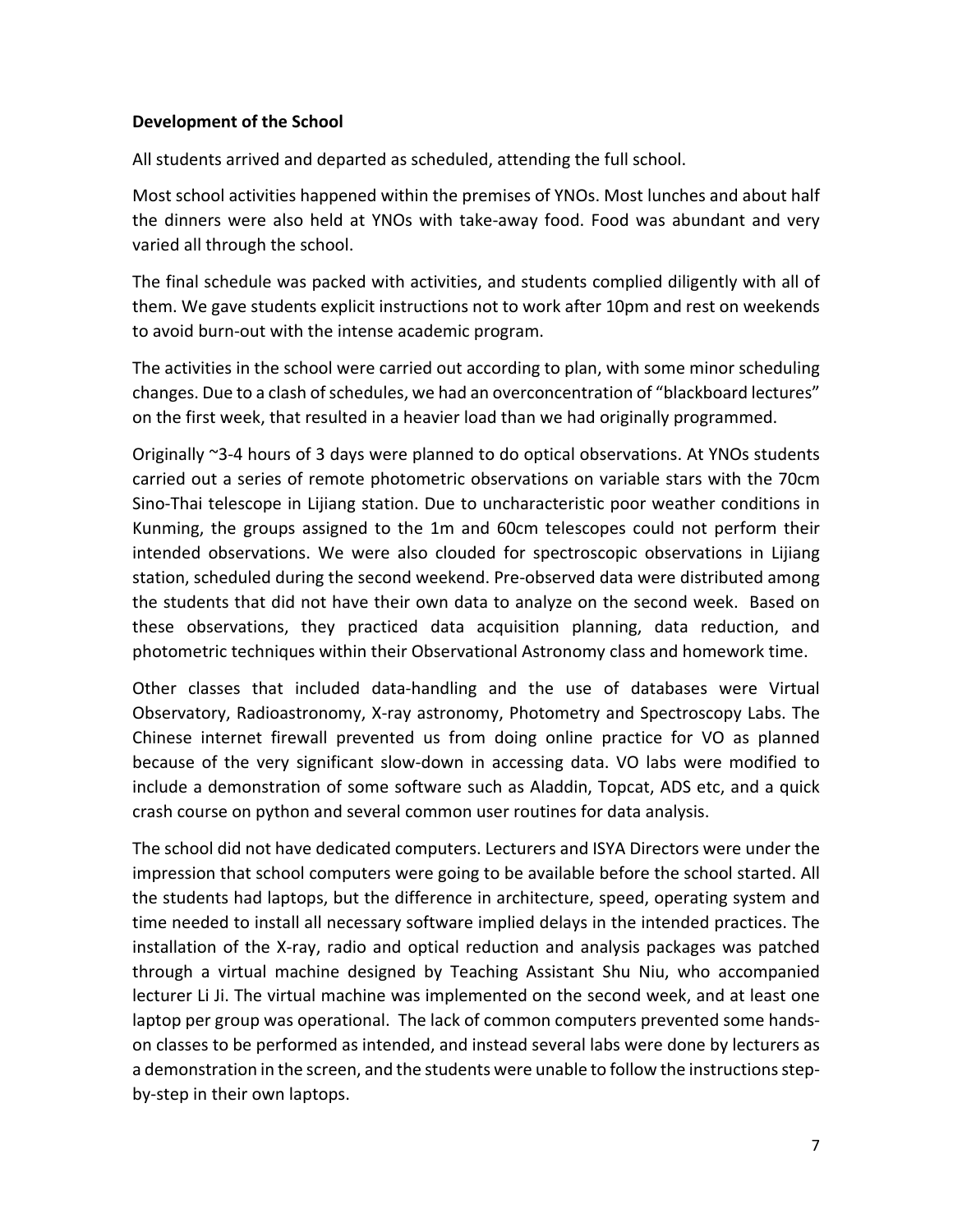**Development of the School**

All students arrived and departed as scheduled, attending the full school.

Most school activities happened within the premises of YNOs. Most lunches and about half the dinners were also held at YNOs with take-away food. Food was abundant and very varied all through the school.

The final schedule was packed with activities, and students complied diligently with all of them. We gave students explicit instructions not to work after 10pm and rest on weekends to avoid burn-out with the intense academic program.

The activities in the school were carried out according to plan, with some minor scheduling changes. Due to a clash of schedules, we had an overconcentration of "blackboard lectures" on the first week, that resulted in a heavier load than we had originally programmed.

Originally ~3-4 hours of 3 days were planned to do optical observations. At YNOs students carried out a series of remote photometric observations on variable stars with the 70cm Sino-Thai telescope in Lijiang station. Due to uncharacteristic poor weather conditions in Kunming, the groups assigned to the 1m and 60cm telescopes could not perform their intended observations. We were also clouded for spectroscopic observations in Lijiang station, scheduled during the second weekend. Pre-observed data were distributed among the students that did not have their own data to analyze on the second week. Based on these observations, they practiced data acquisition planning, data reduction, and photometric techniques within their Observational Astronomy class and homework time.

Other classes that included data-handling and the use of databases were Virtual Observatory, Radioastronomy, X-ray astronomy, Photometry and Spectroscopy Labs. The Chinese internet firewall prevented us from doing online practice for VO as planned because of the very significant slow-down in accessing data. VO labs were modified to include a demonstration of some software such as Aladdin, Topcat, ADS etc, and a quick crash course on python and several common user routines for data analysis.

The school did not have dedicated computers. Lecturers and ISYA Directors were under the impression that school computers were going to be available before the school started. All the students had laptops, but the difference in architecture, speed, operating system and time needed to install all necessary software implied delays in the intended practices. The installation of the X-ray, radio and optical reduction and analysis packages was patched through a virtual machine designed by Teaching Assistant Shu Niu, who accompanied lecturer Li Ji. The virtual machine was implemented on the second week, and at least one laptop per group was operational. The lack of common computers prevented some hands-on classes to be performed as intended, and instead several labs were done by lecturers as a demonstration in the screen, and the students were unable to follow the instructions step-by-step in their own laptops.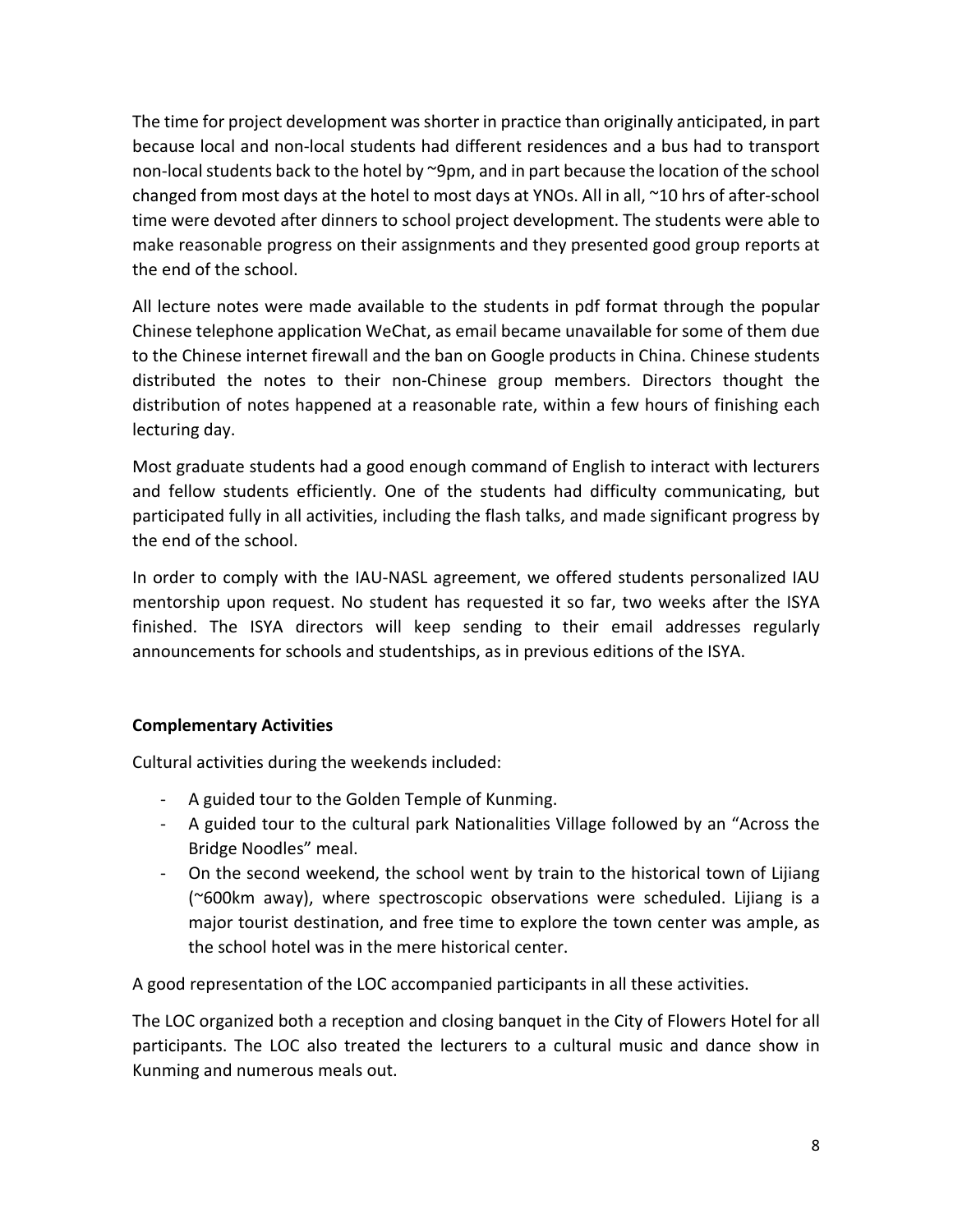The time for project development was shorter in practice than originally anticipated, in part because local and non-local students had different residences and a bus had to transport non-local students back to the hotel by ~9pm, and in part because the location of the school changed from most days at the hotel to most days at YNOs. All in all, ~10 hrs of after-school time were devoted after dinners to school project development. The students were able to make reasonable progress on their assignments and they presented good group reports at the end of the school.

All lecture notes were made available to the students in pdf format through the popular Chinese telephone application WeChat, as email became unavailable for some of them due to the Chinese internet firewall and the ban on Google products in China. Chinese students distributed the notes to their non-Chinese group members. Directors thought the distribution of notes happened at a reasonable rate, within a few hours of finishing each lecturing day.

Most graduate students had a good enough command of English to interact with lecturers and fellow students efficiently. One of the students had difficulty communicating, but participated fully in all activities, including the flash talks, and made significant progress by the end of the school.

In order to comply with the IAU-NASL agreement, we offered students personalized IAU mentorship upon request. No student has requested it so far, two weeks after the ISYA finished. The ISYA directors will keep sending to their email addresses regularly announcements for schools and studentships, as in previous editions of the ISYA.

**Complementary Activities**

Cultural activities during the weekends included:

- A guided tour to the Golden Temple of Kunming.
- A guided tour to the cultural park Nationalities Village followed by an "Across the Bridge Noodles" meal.
- On the second weekend, the school went by train to the historical town of Lijiang (~600km away), where spectroscopic observations were scheduled. Lijiang is a major tourist destination, and free time to explore the town center was ample, as the school hotel was in the mere historical center.

A good representation of the LOC accompanied participants in all these activities.

The LOC organized both a reception and closing banquet in the City of Flowers Hotel for all participants. The LOC also treated the lecturers to a cultural music and dance show in Kunming and numerous meals out.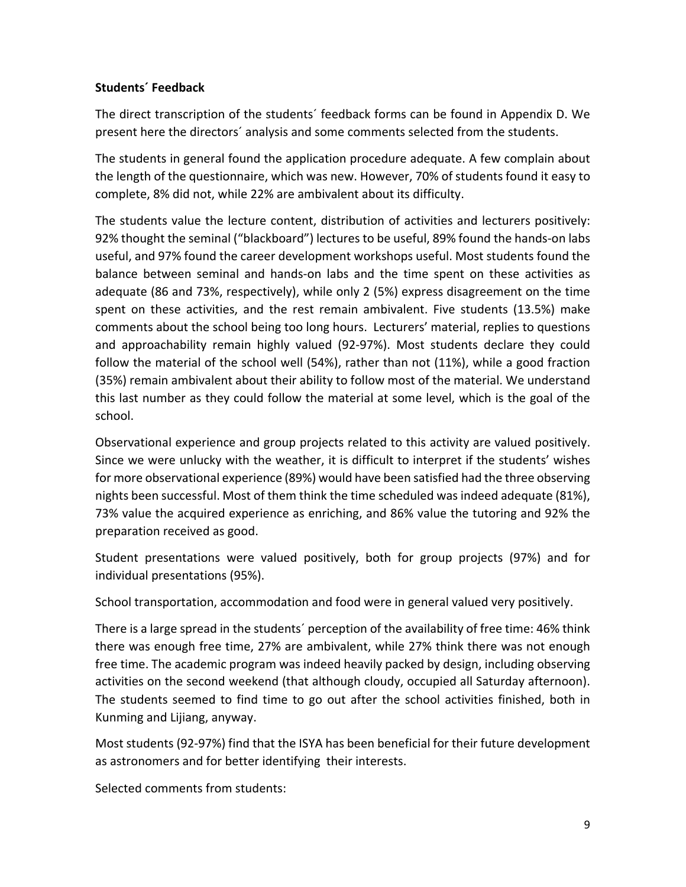**Students´ Feedback**

The direct transcription of the students´ feedback forms can be found in Appendix D. We present here the directors´ analysis and some comments selected from the students.

The students in general found the application procedure adequate. A few complain about the length of the questionnaire, which was new. However, 70% of students found it easy to complete, 8% did not, while 22% are ambivalent about its difficulty.

The students value the lecture content, distribution of activities and lecturers positively: 92% thought the seminal ("blackboard") lectures to be useful, 89% found the hands-on labs useful, and 97% found the career development workshops useful. Most students found the balance between seminal and hands-on labs and the time spent on these activities as adequate (86 and 73%, respectively), while only 2 (5%) express disagreement on the time spent on these activities, and the rest remain ambivalent. Five students (13.5%) make comments about the school being too long hours. Lecturers' material, replies to questions and approachability remain highly valued (92-97%). Most students declare they could follow the material of the school well (54%), rather than not (11%), while a good fraction (35%) remain ambivalent about their ability to follow most of the material. We understand this last number as they could follow the material at some level, which is the goal of the school.

Observational experience and group projects related to this activity are valued positively. Since we were unlucky with the weather, it is difficult to interpret if the students' wishes for more observational experience (89%) would have been satisfied had the three observing nights been successful. Most of them think the time scheduled was indeed adequate (81%), 73% value the acquired experience as enriching, and 86% value the tutoring and 92% the preparation received as good.

Student presentations were valued positively, both for group projects (97%) and for individual presentations (95%).

School transportation, accommodation and food were in general valued very positively.

There is a large spread in the students´ perception of the availability of free time: 46% think there was enough free time, 27% are ambivalent, while 27% think there was not enough free time. The academic program was indeed heavily packed by design, including observing activities on the second weekend (that although cloudy, occupied all Saturday afternoon). The students seemed to find time to go out after the school activities finished, both in Kunming and Lijiang, anyway.

Most students (92-97%) find that the ISYA has been beneficial for their future development as astronomers and for better identifying their interests.

Selected comments from students: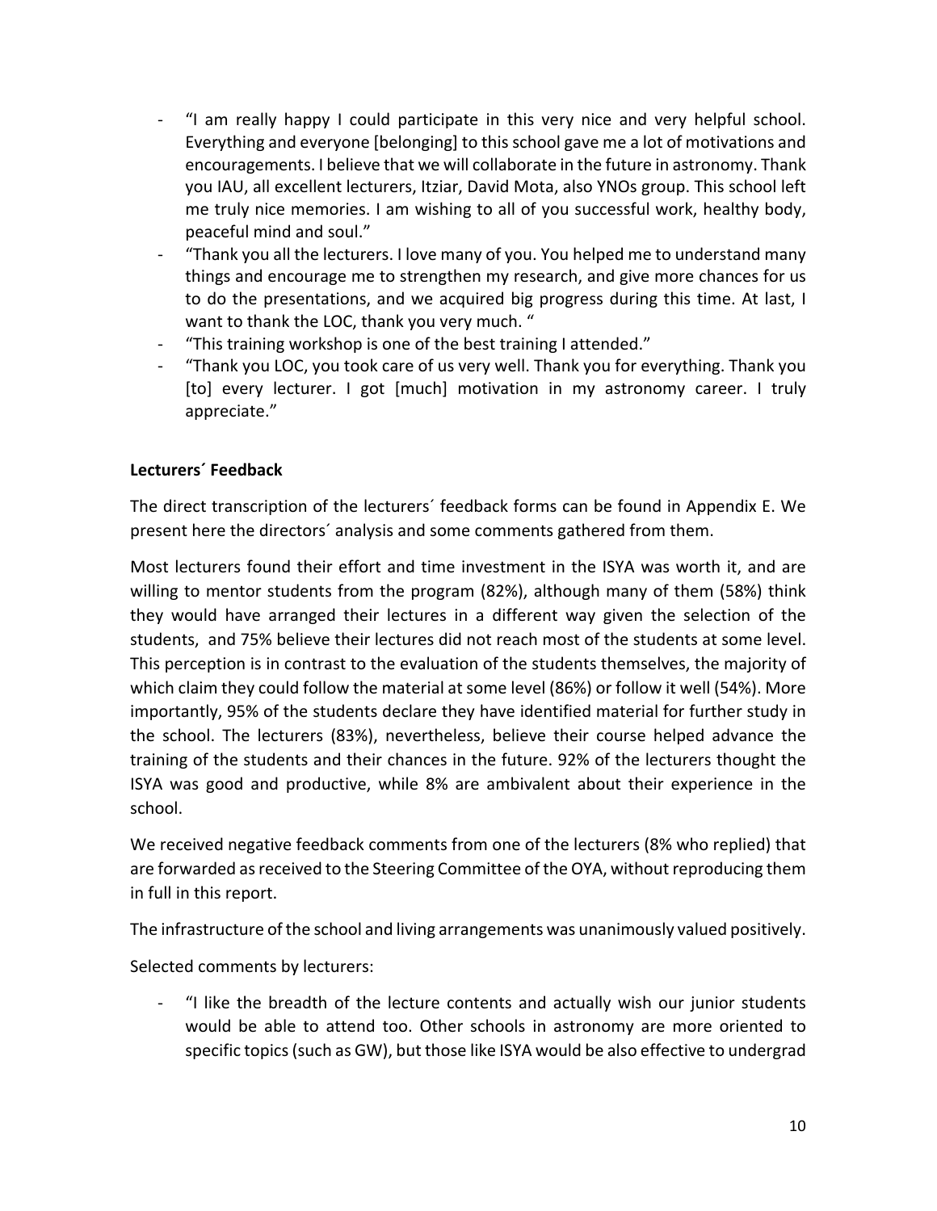- "I am really happy I could participate in this very nice and very helpful school. Everything and everyone [belonging] to this school gave me a lot of motivations and encouragements. I believe that we will collaborate in the future in astronomy. Thank you IAU, all excellent lecturers, Itziar, David Mota, also YNOs group. This school left me truly nice memories. I am wishing to all of you successful work, healthy body, peaceful mind and soul."
- "Thank you all the lecturers. I love many of you. You helped me to understand many things and encourage me to strengthen my research, and give more chances for us to do the presentations, and we acquired big progress during this time. At last, I want to thank the LOC, thank you very much. "
- "This training workshop is one of the best training I attended."
- "Thank you LOC, you took care of us very well. Thank you for everything. Thank you [to] every lecturer. I got [much] motivation in my astronomy career. I truly appreciate."

**Lecturers´ Feedback**

The direct transcription of the lecturers´ feedback forms can be found in Appendix E. We present here the directors´ analysis and some comments gathered from them.

Most lecturers found their effort and time investment in the ISYA was worth it, and are willing to mentor students from the program (82%), although many of them (58%) think they would have arranged their lectures in a different way given the selection of the students, and 75% believe their lectures did not reach most of the students at some level. This perception is in contrast to the evaluation of the students themselves, the majority of which claim they could follow the material at some level (86%) or follow it well (54%). More importantly, 95% of the students declare they have identified material for further study in the school. The lecturers (83%), nevertheless, believe their course helped advance the training of the students and their chances in the future. 92% of the lecturers thought the ISYA was good and productive, while 8% are ambivalent about their experience in the school.

We received negative feedback comments from one of the lecturers (8% who replied) that are forwarded as received to the Steering Committee of the OYA, without reproducing them in full in this report.

The infrastructure of the school and living arrangements was unanimously valued positively.

Selected comments by lecturers:

- "I like the breadth of the lecture contents and actually wish our junior students would be able to attend too. Other schools in astronomy are more oriented to specific topics (such as GW), but those like ISYA would be also effective to undergrad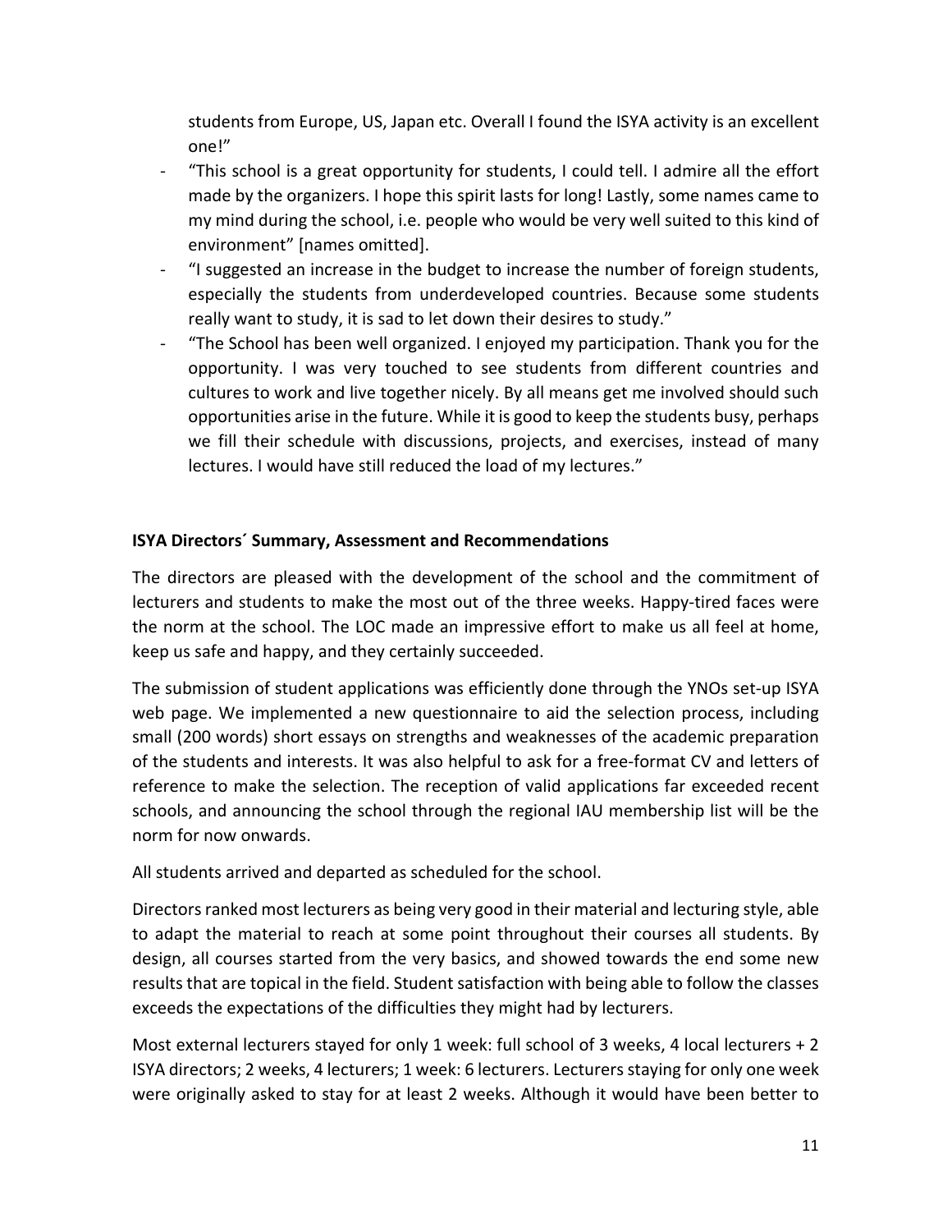students from Europe, US, Japan etc. Overall I found the ISYA activity is an excellent one!"

- "This school is a great opportunity for students, I could tell. I admire all the effort made by the organizers. I hope this spirit lasts for long! Lastly, some names came to my mind during the school, i.e. people who would be very well suited to this kind of environment" [names omitted].
- "I suggested an increase in the budget to increase the number of foreign students, especially the students from underdeveloped countries. Because some students really want to study, it is sad to let down their desires to study."
- "The School has been well organized. I enjoyed my participation. Thank you for the opportunity. I was very touched to see students from different countries and cultures to work and live together nicely. By all means get me involved should such opportunities arise in the future. While it is good to keep the students busy, perhaps we fill their schedule with discussions, projects, and exercises, instead of many lectures. I would have still reduced the load of my lectures."

**ISYA Directors´ Summary, Assessment and Recommendations**

The directors are pleased with the development of the school and the commitment of lecturers and students to make the most out of the three weeks. Happy-tired faces were the norm at the school. The LOC made an impressive effort to make us all feel at home, keep us safe and happy, and they certainly succeeded.

The submission of student applications was efficiently done through the YNOs set-up ISYA web page. We implemented a new questionnaire to aid the selection process, including small (200 words) short essays on strengths and weaknesses of the academic preparation of the students and interests. It was also helpful to ask for a free-format CV and letters of reference to make the selection. The reception of valid applications far exceeded recent schools, and announcing the school through the regional IAU membership list will be the norm for now onwards.

All students arrived and departed as scheduled for the school.

Directors ranked most lecturers as being very good in their material and lecturing style, able to adapt the material to reach at some point throughout their courses all students. By design, all courses started from the very basics, and showed towards the end some new results that are topical in the field. Student satisfaction with being able to follow the classes exceeds the expectations of the difficulties they might had by lecturers.

Most external lecturers stayed for only 1 week: full school of 3 weeks, 4 local lecturers + 2 ISYA directors; 2 weeks, 4 lecturers; 1 week: 6 lecturers. Lecturers staying for only one week were originally asked to stay for at least 2 weeks. Although it would have been better to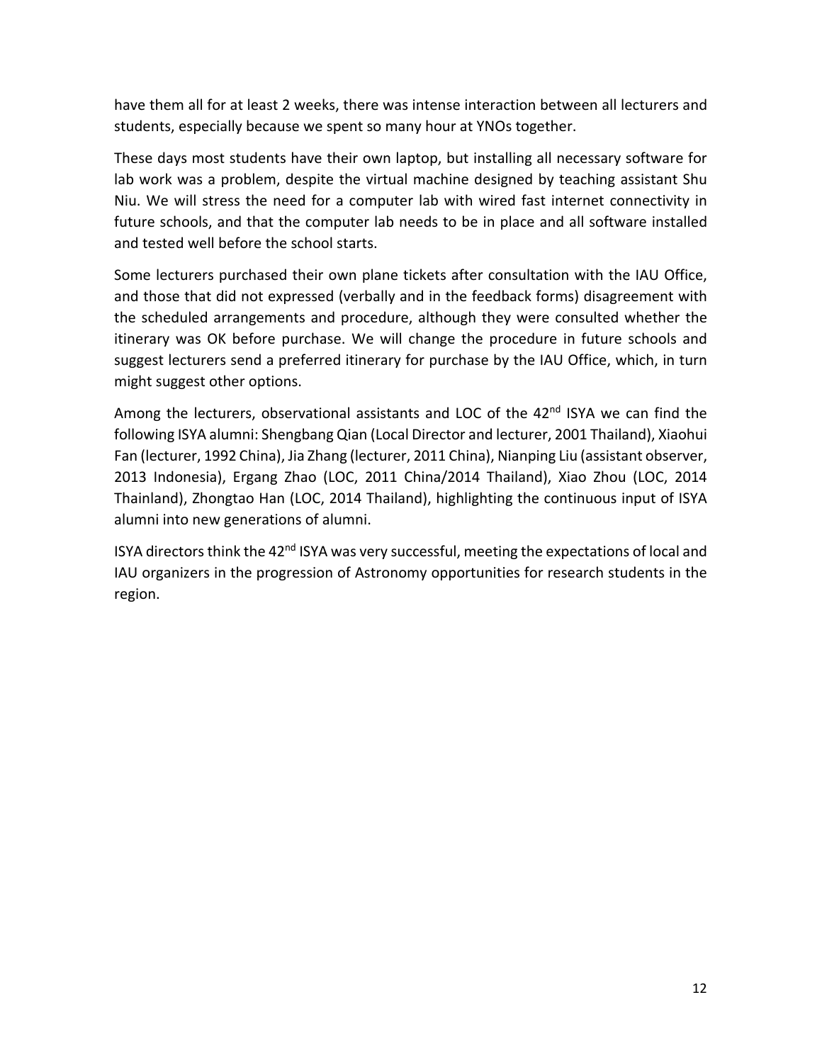have them all for at least 2 weeks, there was intense interaction between all lecturers and students, especially because we spent so many hour at YNOs together.

These days most students have their own laptop, but installing all necessary software for lab work was a problem, despite the virtual machine designed by teaching assistant Shu Niu. We will stress the need for a computer lab with wired fast internet connectivity in future schools, and that the computer lab needs to be in place and all software installed and tested well before the school starts.

Some lecturers purchased their own plane tickets after consultation with the IAU Office, and those that did not expressed (verbally and in the feedback forms) disagreement with the scheduled arrangements and procedure, although they were consulted whether the itinerary was OK before purchase. We will change the procedure in future schools and suggest lecturers send a preferred itinerary for purchase by the IAU Office, which, in turn might suggest other options.

Among the lecturers, observational assistants and LOC of the 42nd ISYA we can find the following ISYA alumni: Shengbang Qian (Local Director and lecturer, 2001 Thailand), Xiaohui Fan (lecturer, 1992 China), Jia Zhang (lecturer, 2011 China), Nianping Liu (assistant observer, 2013 Indonesia), Ergang Zhao (LOC, 2011 China/2014 Thailand), Xiao Zhou (LOC, 2014 Thainland), Zhongtao Han (LOC, 2014 Thailand), highlighting the continuous input of ISYA alumni into new generations of alumni.

ISYA directors think the 42nd ISYA was very successful, meeting the expectations of local and IAU organizers in the progression of Astronomy opportunities for research students in the region.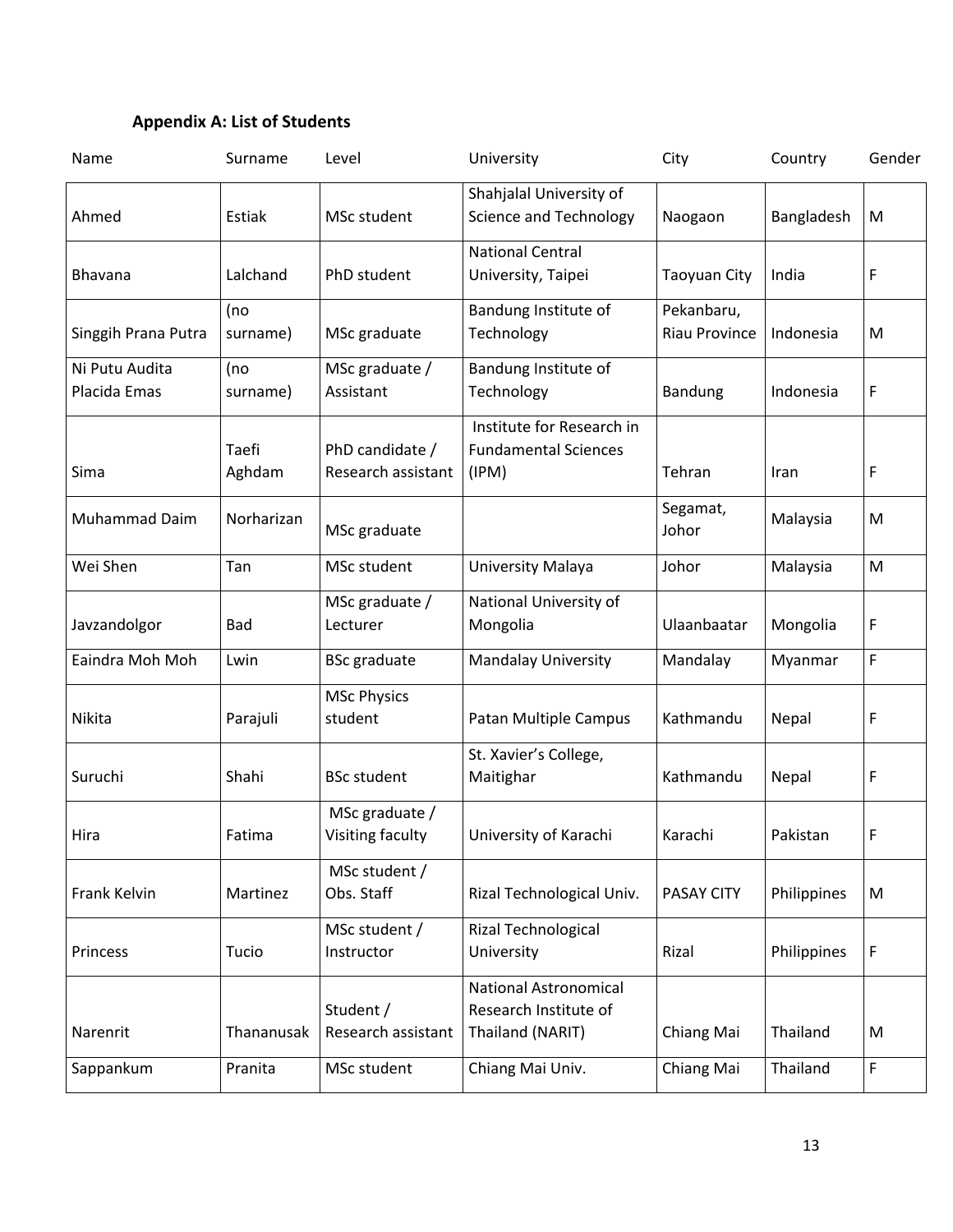## Appendix A: List of Students

| Name | Surname | Level | University | City | Country | Gender |
|---|---|---|---|---|---|---|
| Ahmed | Estiak | MSc student | Shahjalal University of Science and Technology | Naogaon | Bangladesh | M |
| Bhavana | Lalchand | PhD student | National Central University, Taipei | Taoyuan City | India | F |
| Singgih Prana Putra | (no surname) | MSc graduate | Bandung Institute of Technology | Pekanbaru, Riau Province | Indonesia | M |
| Ni Putu Audita Placida Emas | (no surname) | MSc graduate / Assistant | Bandung Institute of Technology | Bandung | Indonesia | F |
| Sima | Taefi Aghdam | PhD candidate / Research assistant | Institute for Research in Fundamental Sciences (IPM) | Tehran | Iran | F |
| Muhammad Daim | Norharizan | MSc graduate | | Segamat, Johor | Malaysia | M |
| Wei Shen | Tan | MSc student | University Malaya | Johor | Malaysia | M |
| Javzandolgor | Bad | MSc graduate / Lecturer | National University of Mongolia | Ulaanbaatar | Mongolia | F |
| Eaindra Moh Moh | Lwin | BSc graduate | Mandalay University | Mandalay | Myanmar | F |
| Nikita | Parajuli | MSc Physics student | Patan Multiple Campus | Kathmandu | Nepal | F |
| Suruchi | Shahi | BSc student | St. Xavier's College, Maitighar | Kathmandu | Nepal | F |
| Hira | Fatima | MSc graduate / Visiting faculty | University of Karachi | Karachi | Pakistan | F |
| Frank Kelvin | Martinez | MSc student / Obs. Staff | Rizal Technological Univ. | PASAY CITY | Philippines | M |
| Princess | Tucio | MSc student / Instructor | Rizal Technological University | Rizal | Philippines | F |
| Narenrit | Thananusak | Student / Research assistant | National Astronomical Research Institute of Thailand (NARIT) | Chiang Mai | Thailand | M |
| Sappankum | Pranita | MSc student | Chiang Mai Univ. | Chiang Mai | Thailand | F |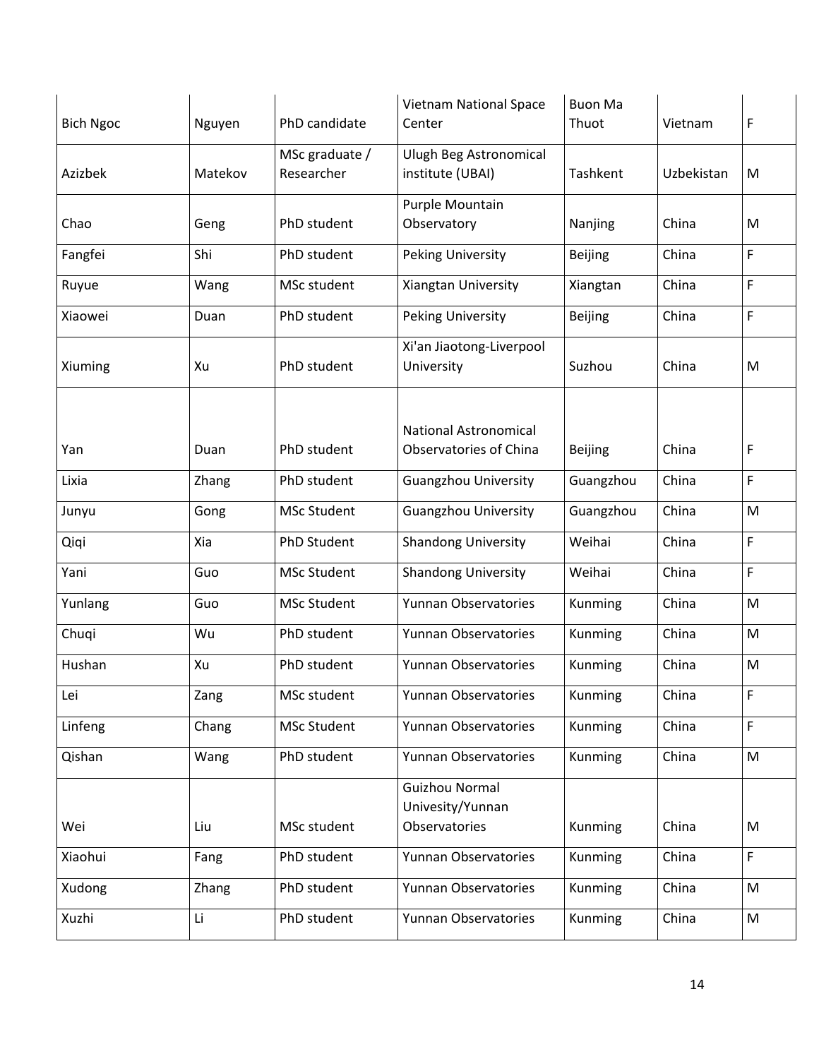| | | | | | | |
|---|---|---|---|---|---|---|
| Bich Ngoc | Nguyen | PhD candidate | Vietnam National Space Center | Buon Ma Thuot | Vietnam | F |
| Azizbek | Matekov | MSc graduate / Researcher | Ulugh Beg Astronomical institute (UBAI) | Tashkent | Uzbekistan | M |
| Chao | Geng | PhD student | Purple Mountain Observatory | Nanjing | China | M |
| Fangfei | Shi | PhD student | Peking University | Beijing | China | F |
| Ruyue | Wang | MSc student | Xiangtan University | Xiangtan | China | F |
| Xiaowei | Duan | PhD student | Peking University | Beijing | China | F |
| Xiuming | Xu | PhD student | Xi'an Jiaotong-Liverpool University | Suzhou | China | M |
| Yan | Duan | PhD student | National Astronomical Observatories of China | Beijing | China | F |
| Lixia | Zhang | PhD student | Guangzhou University | Guangzhou | China | F |
| Junyu | Gong | MSc Student | Guangzhou University | Guangzhou | China | M |
| Qiqi | Xia | PhD Student | Shandong University | Weihai | China | F |
| Yani | Guo | MSc Student | Shandong University | Weihai | China | F |
| Yunlang | Guo | MSc Student | Yunnan Observatories | Kunming | China | M |
| Chuqi | Wu | PhD student | Yunnan Observatories | Kunming | China | M |
| Hushan | Xu | PhD student | Yunnan Observatories | Kunming | China | M |
| Lei | Zang | MSc student | Yunnan Observatories | Kunming | China | F |
| Linfeng | Chang | MSc Student | Yunnan Observatories | Kunming | China | F |
| Qishan | Wang | PhD student | Yunnan Observatories | Kunming | China | M |
| Wei | Liu | MSc student | Guizhou Normal Univesity/Yunnan Observatories | Kunming | China | M |
| Xiaohui | Fang | PhD student | Yunnan Observatories | Kunming | China | F |
| Xudong | Zhang | PhD student | Yunnan Observatories | Kunming | China | M |
| Xuzhi | Li | PhD student | Yunnan Observatories | Kunming | China | M |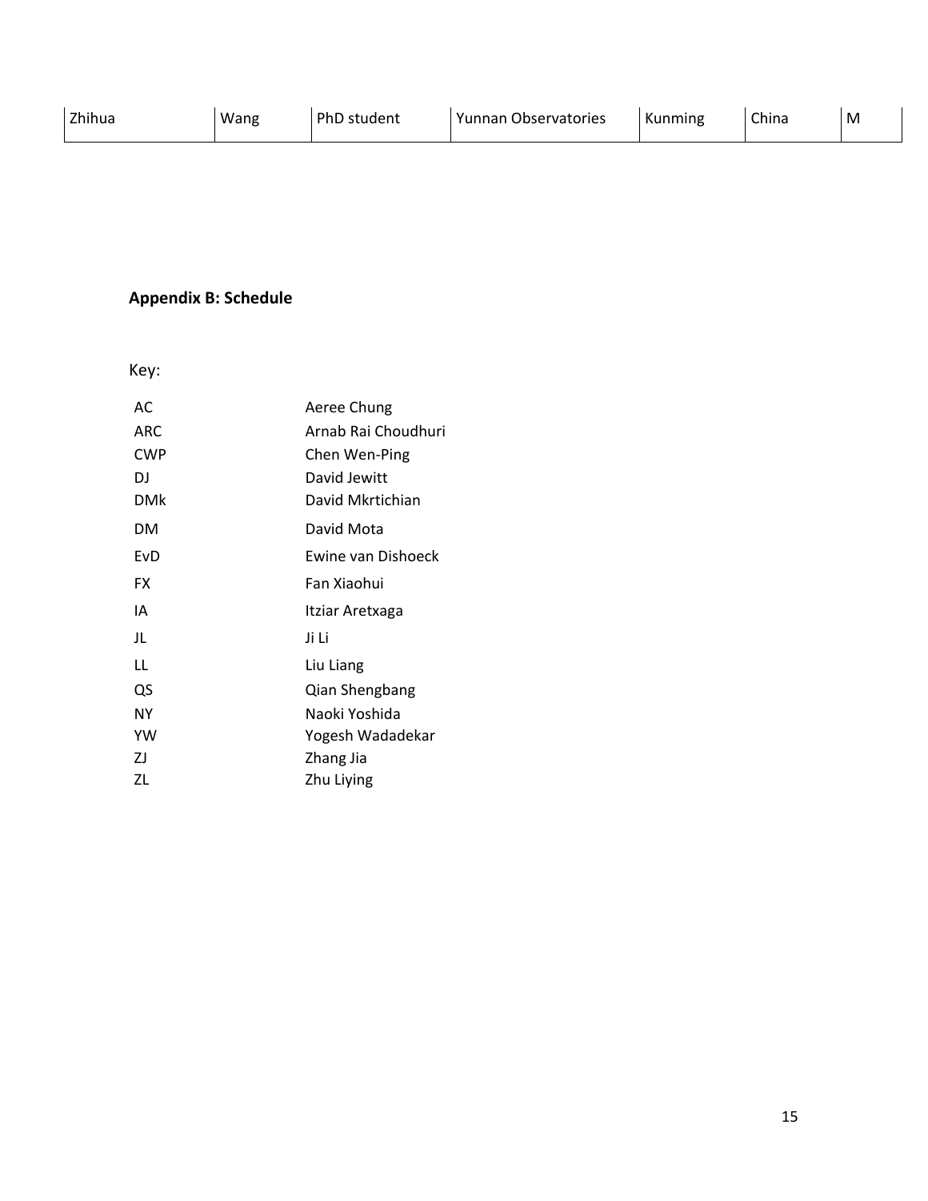| Zhihua | Wang | PhD student | Yunnan Observatories | Kunming | China | M |
|---|---|---|---|---|---|---|

**Appendix B: Schedule**

Key:

| | |
|---|---|
| AC | Aeree Chung |
| ARC | Arnab Rai Choudhuri |
| CWP | Chen Wen-Ping |
| DJ | David Jewitt |
| DMk | David Mkrtichian |
| DM | David Mota |
| EvD | Ewine van Dishoeck |
| FX | Fan Xiaohui |
| IA | Itziar Aretxaga |
| JL | Ji Li |
| LL | Liu Liang |
| QS | Qian Shengbang |
| NY | Naoki Yoshida |
| YW | Yogesh Wadadekar |
| ZJ | Zhang Jia |
| ZL | Zhu Liying |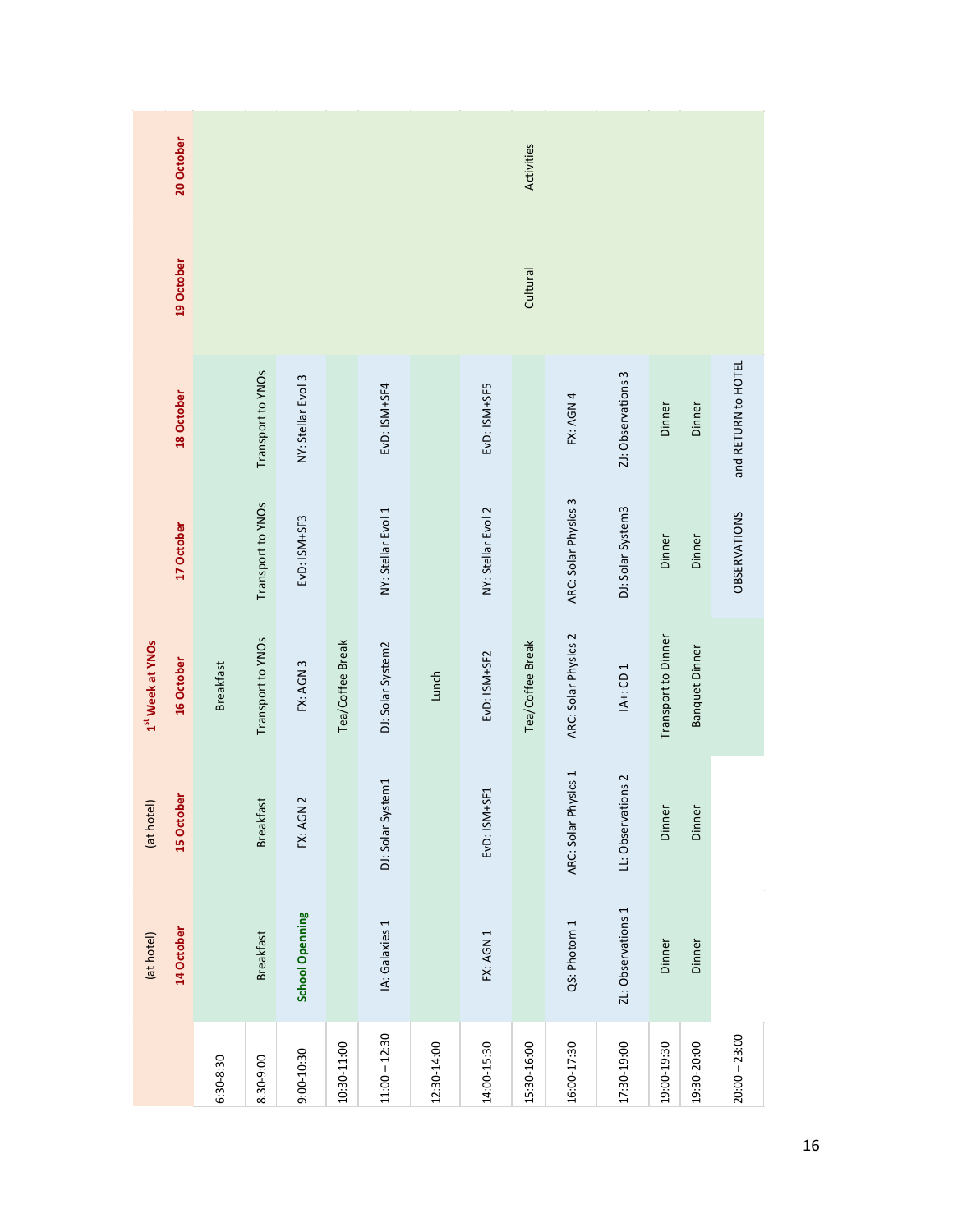| | (at hotel) 14 October | (at hotel) 15 October | 1st Week at YNOs 16 October | 17 October | 18 October | 19 October | 20 October |
|---|---|---|---|---|---|---|---|
| 6:30-8:30 | | | Breakfast | | | | |
| 8:30-9:00 | Breakfast | Breakfast | Transport to YNOs | Transport to YNOs | Transport to YNOs | | |
| 9:00-10:30 | **School Openning** | FX: AGN 2 | FX: AGN 3 | EvD: ISM+SF3 | NY: Stellar Evol 3 | | |
| 10:30-11:00 | | | Tea/Coffee Break | | | | |
| 11:00 – 12:30 | IA: Galaxies 1 | DJ: Solar System1 | DJ: Solar System2 | NY: Stellar Evol 1 | EvD: ISM+SF4 | | |
| 12:30-14:00 | | | Lunch | | | | |
| 14:00-15:30 | FX: AGN 1 | EvD: ISM+SF1 | EvD: ISM+SF2 | NY: Stellar Evol 2 | EvD: ISM+SF5 | | |
| 15:30-16:00 | | | Tea/Coffee Break | | | Cultural | Activities |
| 16:00-17:30 | QS: Photom 1 | ARC: Solar Physics 1 | ARC: Solar Physics 2 | ARC: Solar Physics 3 | FX: AGN 4 | | |
| 17:30-19:00 | ZL: Observations 1 | LL: Observations 2 | IA+: CD 1 | DJ: Solar System3 | ZJ: Observations 3 | | |
| 19:00-19:30 | Dinner | Dinner | Transport to Dinner | Dinner | Dinner | | |
| 19:30-20:00 | Dinner | Dinner | Banquet Dinner | Dinner | Dinner | | |
| 20:00 – 23:00 | | | | OBSERVATIONS | and RETURN to HOTEL | | |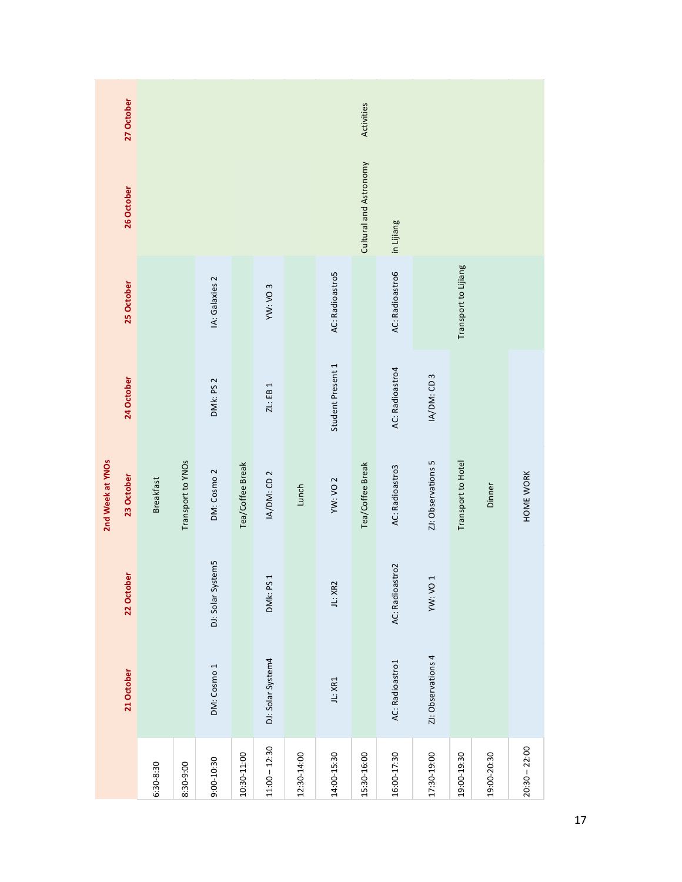## 2nd Week at YNOs

| | 21 October | 22 October | 23 October | 24 October | 25 October | 26 October | 27 October |
|---|---|---|---|---|---|---|---|
| 6:30-8:30 | | | Breakfast | | | Cultural and Astronomy Activities in Lijiang | |
| 8:30-9:00 | | | Transport to YNOs | | | | |
| 9:00-10:30 | DM: Cosmo 1 | DJ: Solar System5 | DM: Cosmo 2 | DMk: PS 2 | IA: Galaxies 2 | | |
| 10:30-11:00 | | | Tea/Coffee Break | | | | |
| 11:00 – 12:30 | DJ: Solar System4 | DMk: PS 1 | IA/DM: CD 2 | ZL: EB 1 | YW: VO 3 | | |
| 12:30-14:00 | | | Lunch | | | | |
| 14:00-15:30 | JL: XR1 | JL: XR2 | YW: VO 2 | Student Present 1 | AC: Radioastro5 | | |
| 15:30-16:00 | | | Tea/Coffee Break | | | | |
| 16:00-17:30 | AC: Radioastro1 | AC: Radioastro2 | AC: Radioastro3 | AC: Radioastro4 | AC: Radioastro6 | | |
| 17:30-19:00 | ZJ: Observations 4 | YW: VO 1 | ZJ: Observations 5 | IA/DM: CD 3 | Transport to Lijiang | | |
| 19:00-19:30 | | | Transport to Hotel | | | | |
| 19:00-20:30 | | | Dinner | | | | |
| 20:30 – 22:00 | | | HOME WORK | | | | |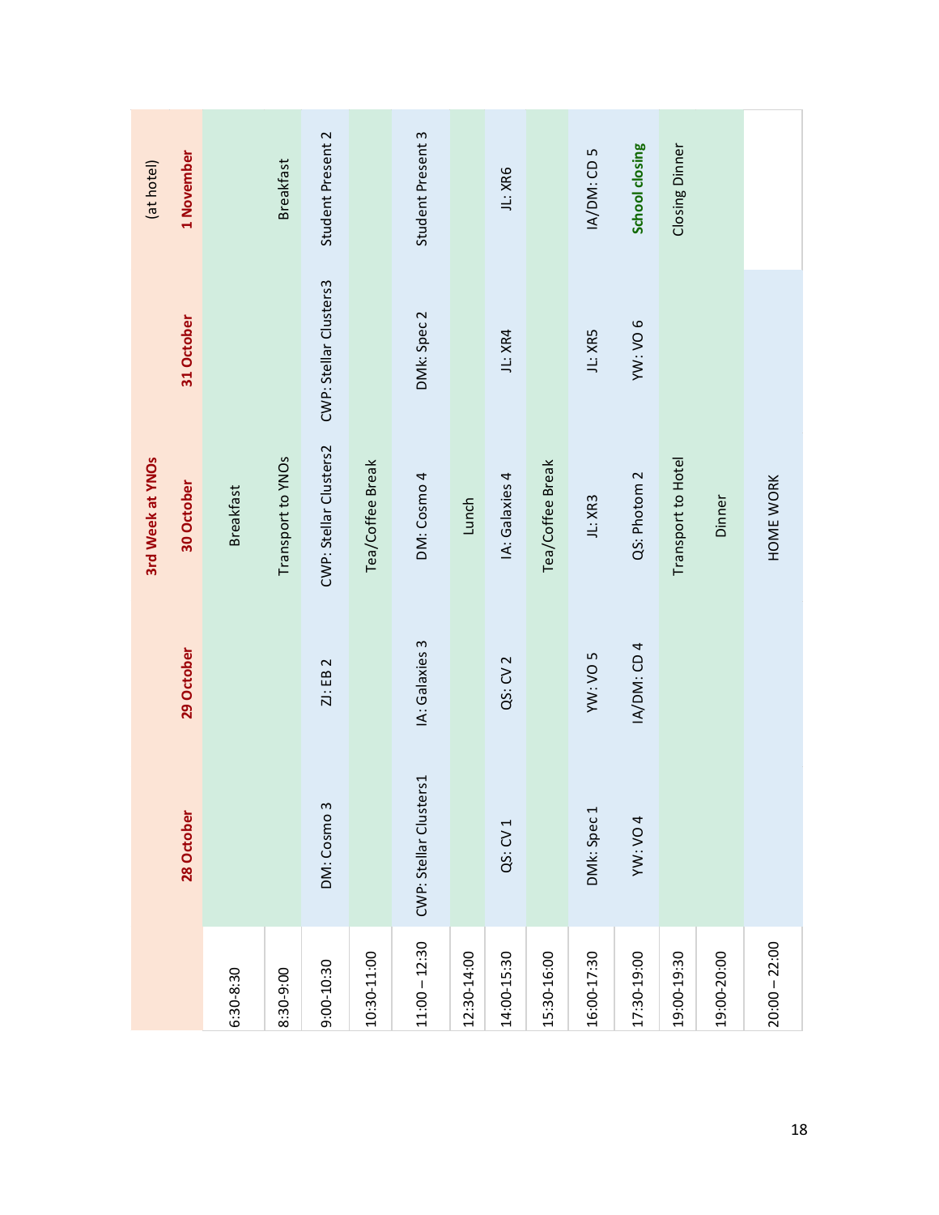| | 28 October | 29 October | 30 October | 31 October | 1 November (at hotel) |
|---|---|---|---|---|---|
| | | | **3rd Week at YNOs** | | |
| 6:30-8:30 | | | Breakfast | | |
| 8:30-9:00 | | | Transport to YNOs | | Breakfast |
| 9:00-10:30 | DM: Cosmo 3 | ZI: EB 2 | CWP: Stellar Clusters2 | CWP: Stellar Clusters3 | Student Present 2 |
| 10:30-11:00 | | | Tea/Coffee Break | | |
| 11:00 – 12:30 | CWP: Stellar Clusters1 | IA: Galaxies 3 | DM: Cosmo 4 | DMk: Spec 2 | Student Present 3 |
| 12:30-14:00 | | | Lunch | | |
| 14:00-15:30 | QS: CV 1 | QS: CV 2 | IA: Galaxies 4 | JL: XR4 | JL: XR6 |
| 15:30-16:00 | | | Tea/Coffee Break | | |
| 16:00-17:30 | DMk: Spec 1 | YW: VO 5 | JL: XR3 | JL: XR5 | IA/DM: CD 5 |
| 17:30-19:00 | YW: VO 4 | IA/DM: CD 4 | QS: Photom 2 | YW: VO 6 | **School closing** |
| 19:00-19:30 | | | Transport to Hotel | | Closing Dinner |
| 19:00-20:00 | | | Dinner | | |
| 20:00 – 22:00 | | | HOME WORK | | |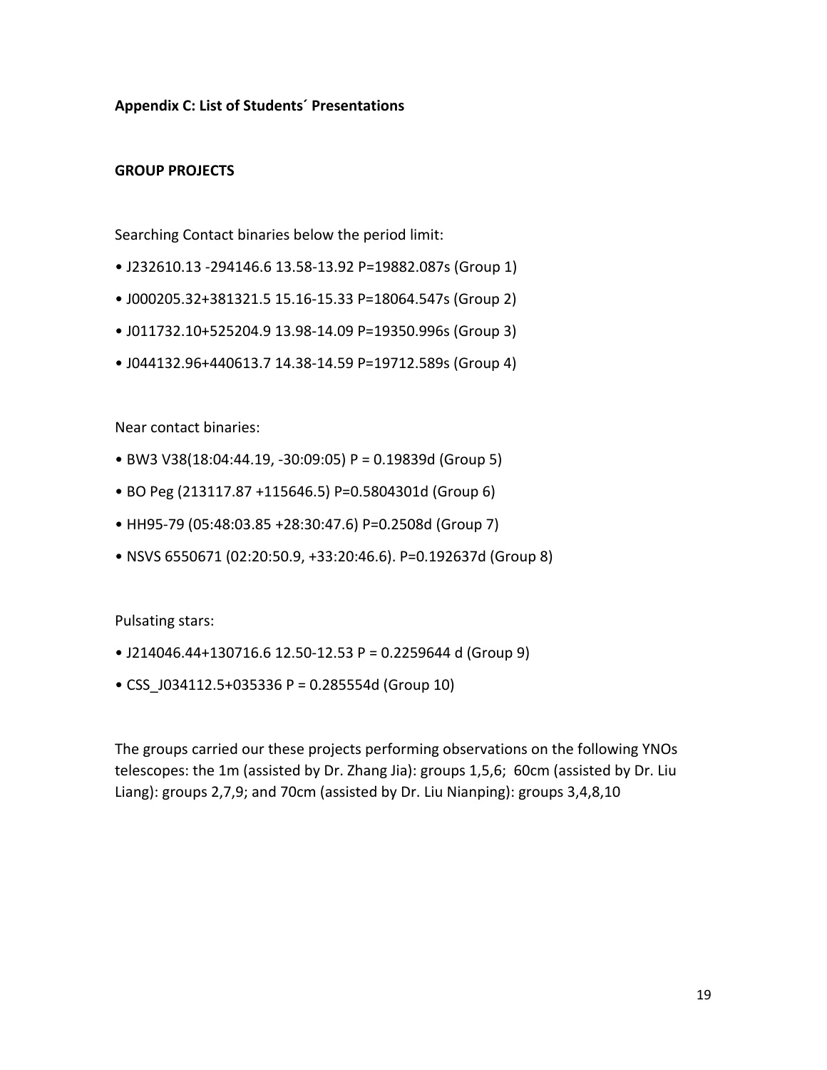**Appendix C: List of Students´ Presentations**

**GROUP PROJECTS**

Searching Contact binaries below the period limit:

- J232610.13 -294146.6 13.58-13.92 P=19882.087s (Group 1)
- J000205.32+381321.5 15.16-15.33 P=18064.547s (Group 2)
- J011732.10+525204.9 13.98-14.09 P=19350.996s (Group 3)
- J044132.96+440613.7 14.38-14.59 P=19712.589s (Group 4)

Near contact binaries:

- BW3 V38(18:04:44.19, -30:09:05) P = 0.19839d (Group 5)
- BO Peg (213117.87 +115646.5) P=0.5804301d (Group 6)
- HH95-79 (05:48:03.85 +28:30:47.6) P=0.2508d (Group 7)
- NSVS 6550671 (02:20:50.9, +33:20:46.6). P=0.192637d (Group 8)

Pulsating stars:

- J214046.44+130716.6 12.50-12.53 P = 0.2259644 d (Group 9)
- CSS_J034112.5+035336 P = 0.285554d (Group 10)

The groups carried our these projects performing observations on the following YNOs telescopes: the 1m (assisted by Dr. Zhang Jia): groups 1,5,6; 60cm (assisted by Dr. Liu Liang): groups 2,7,9; and 70cm (assisted by Dr. Liu Nianping): groups 3,4,8,10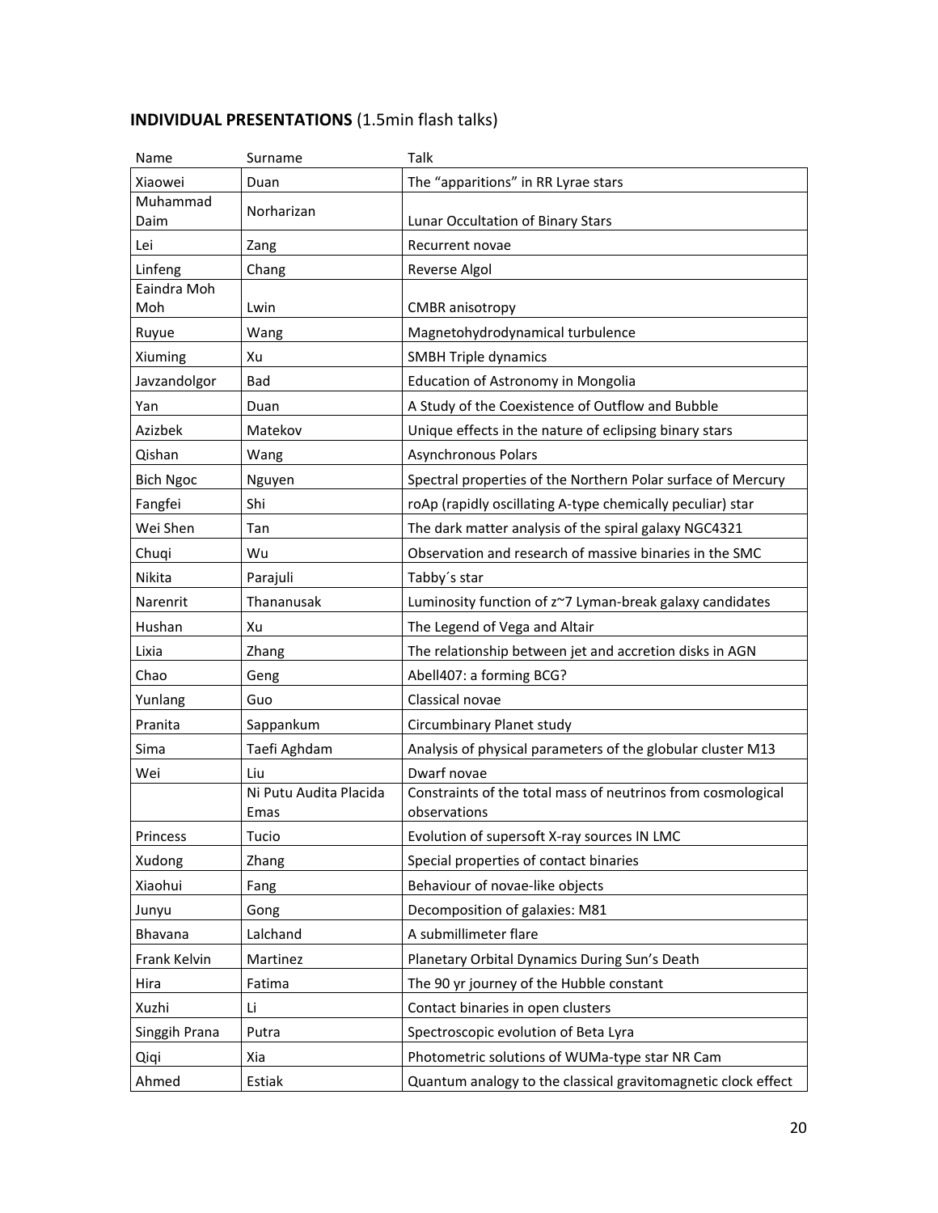**INDIVIDUAL PRESENTATIONS** (1.5min flash talks)

| Name | Surname | Talk |
|---|---|---|
| Xiaowei | Duan | The "apparitions" in RR Lyrae stars |
| Muhammad Daim | Norharizan | Lunar Occultation of Binary Stars |
| Lei | Zang | Recurrent novae |
| Linfeng | Chang | Reverse Algol |
| Eaindra Moh Moh | Lwin | CMBR anisotropy |
| Ruyue | Wang | Magnetohydrodynamical turbulence |
| Xiuming | Xu | SMBH Triple dynamics |
| Javzandolgor | Bad | Education of Astronomy in Mongolia |
| Yan | Duan | A Study of the Coexistence of Outflow and Bubble |
| Azizbek | Matekov | Unique effects in the nature of eclipsing binary stars |
| Qishan | Wang | Asynchronous Polars |
| Bich Ngoc | Nguyen | Spectral properties of the Northern Polar surface of Mercury |
| Fangfei | Shi | roAp (rapidly oscillating A-type chemically peculiar) star |
| Wei Shen | Tan | The dark matter analysis of the spiral galaxy NGC4321 |
| Chuqi | Wu | Observation and research of massive binaries in the SMC |
| Nikita | Parajuli | Tabby´s star |
| Narenrit | Thananusak | Luminosity function of z~7 Lyman-break galaxy candidates |
| Hushan | Xu | The Legend of Vega and Altair |
| Lixia | Zhang | The relationship between jet and accretion disks in AGN |
| Chao | Geng | Abell407: a forming BCG? |
| Yunlang | Guo | Classical novae |
| Pranita | Sappankum | Circumbinary Planet study |
| Sima | Taefi Aghdam | Analysis of physical parameters of the globular cluster M13 |
| Wei | Liu | Dwarf novae |
| | Ni Putu Audita Placida Emas | Constraints of the total mass of neutrinos from cosmological observations |
| Princess | Tucio | Evolution of supersoft X-ray sources IN LMC |
| Xudong | Zhang | Special properties of contact binaries |
| Xiaohui | Fang | Behaviour of novae-like objects |
| Junyu | Gong | Decomposition of galaxies: M81 |
| Bhavana | Lalchand | A submillimeter flare |
| Frank Kelvin | Martinez | Planetary Orbital Dynamics During Sun's Death |
| Hira | Fatima | The 90 yr journey of the Hubble constant |
| Xuzhi | Li | Contact binaries in open clusters |
| Singgih Prana | Putra | Spectroscopic evolution of Beta Lyra |
| Qiqi | Xia | Photometric solutions of WUMa-type star NR Cam |
| Ahmed | Estiak | Quantum analogy to the classical gravitomagnetic clock effect |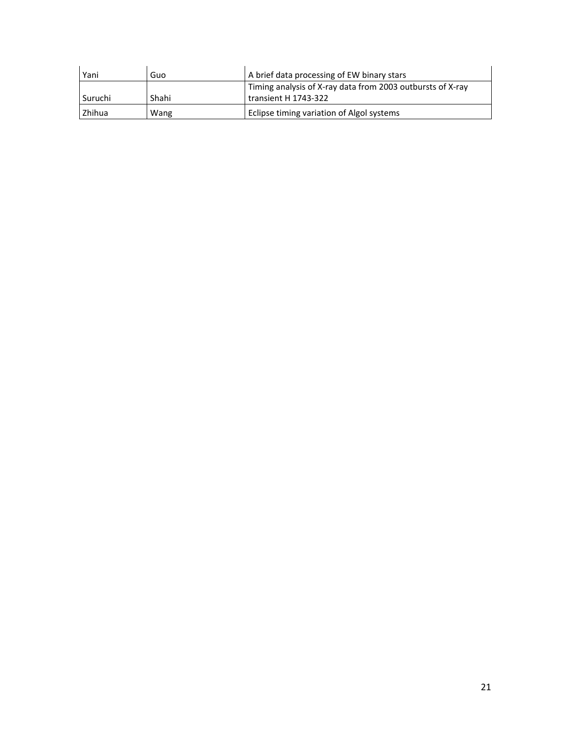| | | |
|---|---|---|
| Yani | Guo | A brief data processing of EW binary stars |
| Suruchi | Shahi | Timing analysis of X-ray data from 2003 outbursts of X-ray transient H 1743-322 |
| Zhihua | Wang | Eclipse timing variation of Algol systems |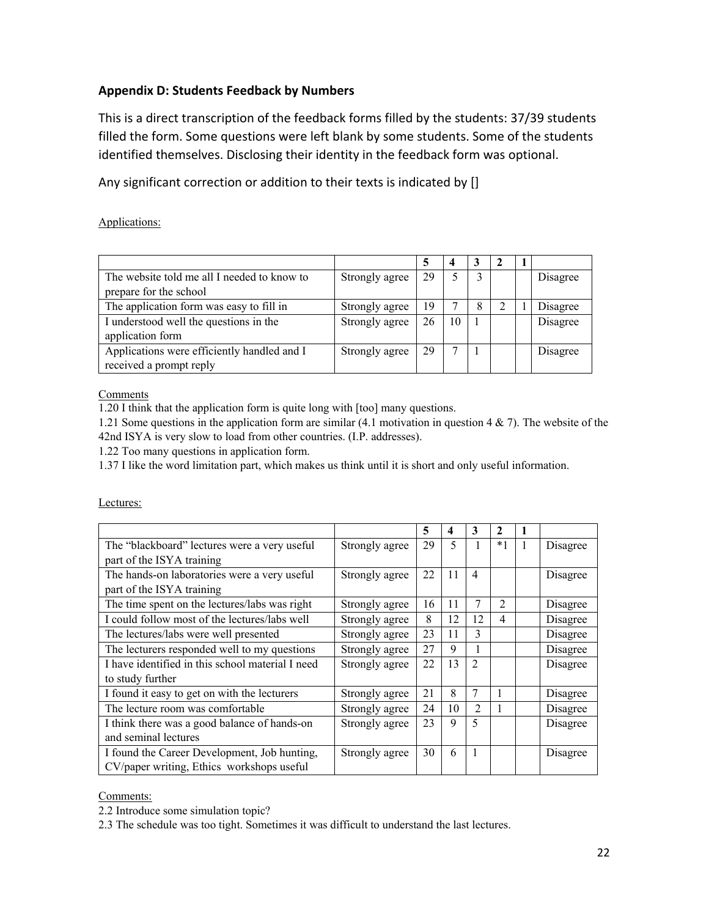### Appendix D: Students Feedback by Numbers

This is a direct transcription of the feedback forms filled by the students: 37/39 students filled the form. Some questions were left blank by some students. Some of the students identified themselves. Disclosing their identity in the feedback form was optional.

Any significant correction or addition to their texts is indicated by []

Applications:

| | | 5 | 4 | 3 | 2 | 1 | |
|---|---|---|---|---|---|---|---|
| The website told me all I needed to know to prepare for the school | Strongly agree | 29 | 5 | 3 | | | Disagree |
| The application form was easy to fill in | Strongly agree | 19 | 7 | 8 | 2 | 1 | Disagree |
| I understood well the questions in the application form | Strongly agree | 26 | 10 | 1 | | | Disagree |
| Applications were efficiently handled and I received a prompt reply | Strongly agree | 29 | 7 | 1 | | | Disagree |

Comments

1.20 I think that the application form is quite long with [too] many questions.

1.21 Some questions in the application form are similar (4.1 motivation in question 4 & 7). The website of the 42nd ISYA is very slow to load from other countries. (I.P. addresses).

1.22 Too many questions in application form.

1.37 I like the word limitation part, which makes us think until it is short and only useful information.

Lectures:

| | | 5 | 4 | 3 | 2 | 1 | |
|---|---|---|---|---|---|---|---|
| The "blackboard" lectures were a very useful part of the ISYA training | Strongly agree | 29 | 5 | 1 | *1 | 1 | Disagree |
| The hands-on laboratories were a very useful part of the ISYA training | Strongly agree | 22 | 11 | 4 | | | Disagree |
| The time spent on the lectures/labs was right | Strongly agree | 16 | 11 | 7 | 2 | | Disagree |
| I could follow most of the lectures/labs well | Strongly agree | 8 | 12 | 12 | 4 | | Disagree |
| The lectures/labs were well presented | Strongly agree | 23 | 11 | 3 | | | Disagree |
| The lecturers responded well to my questions | Strongly agree | 27 | 9 | 1 | | | Disagree |
| I have identified in this school material I need to study further | Strongly agree | 22 | 13 | 2 | | | Disagree |
| I found it easy to get on with the lecturers | Strongly agree | 21 | 8 | 7 | 1 | | Disagree |
| The lecture room was comfortable | Strongly agree | 24 | 10 | 2 | 1 | | Disagree |
| I think there was a good balance of hands-on and seminal lectures | Strongly agree | 23 | 9 | 5 | | | Disagree |
| I found the Career Development, Job hunting, CV/paper writing, Ethics workshops useful | Strongly agree | 30 | 6 | 1 | | | Disagree |

Comments:

2.2 Introduce some simulation topic?

2.3 The schedule was too tight. Sometimes it was difficult to understand the last lectures.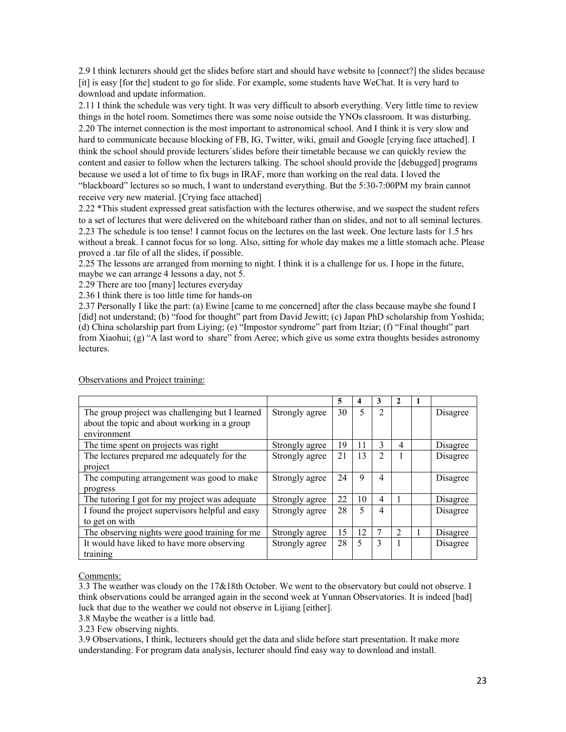2.9 I think lecturers should get the slides before start and should have website to [connect?] the slides because [it] is easy [for the] student to go for slide. For example, some students have WeChat. It is very hard to download and update information.

2.11 I think the schedule was very tight. It was very difficult to absorb everything. Very little time to review things in the hotel room. Sometimes there was some noise outside the YNOs classroom. It was disturbing.

2.20 The internet connection is the most important to astronomical school. And I think it is very slow and hard to communicate because blocking of FB, IG, Twitter, wiki, gmail and Google [crying face attached]. I think the school should provide lecturers´slides before their timetable because we can quickly review the content and easier to follow when the lecturers talking. The school should provide the [debugged] programs because we used a lot of time to fix bugs in IRAF, more than working on the real data. I loved the "blackboard" lectures so so much, I want to understand everything. But the 5:30-7:00PM my brain cannot receive very new material. [Crying face attached]

2.22 *This student expressed great satisfaction with the lectures otherwise, and we suspect the student refers to a set of lectures that were delivered on the whiteboard rather than on slides, and not to all seminal lectures.

2.23 The schedule is too tense! I cannot focus on the lectures on the last week. One lecture lasts for 1.5 hrs without a break. I cannot focus for so long. Also, sitting for whole day makes me a little stomach ache. Please proved a .tar file of all the slides, if possible.

2.25 The lessons are arranged from morning to night. I think it is a challenge for us. I hope in the future, maybe we can arrange 4 lessons a day, not 5.

2.29 There are too [many] lectures everyday

2.36 I think there is too little time for hands-on

2.37 Personally I like the part: (a) Ewine [came to me concerned] after the class because maybe she found I [did] not understand; (b) "food for thought" part from David Jewitt; (c) Japan PhD scholarship from Yoshida; (d) China scholarship part from Liying; (e) "Impostor syndrome" part from Itziar; (f) "Final thought" part from Xiaohui; (g) "A last word to share" from Aeree; which give us some extra thoughts besides astronomy lectures.

Observations and Project training:

| | | 5 | 4 | 3 | 2 | 1 | |
|---|---|---|---|---|---|---|---|
| The group project was challenging but I learned about the topic and about working in a group environment | Strongly agree | 30 | 5 | 2 | | | Disagree |
| The time spent on projects was right | Strongly agree | 19 | 11 | 3 | 4 | | Disagree |
| The lectures prepared me adequately for the project | Strongly agree | 21 | 13 | 2 | 1 | | Disagree |
| The computing arrangement was good to make progress | Strongly agree | 24 | 9 | 4 | | | Disagree |
| The tutoring I got for my project was adequate | Strongly agree | 22 | 10 | 4 | 1 | | Disagree |
| I found the project supervisors helpful and easy to get on with | Strongly agree | 28 | 5 | 4 | | | Disagree |
| The observing nights were good training for me | Strongly agree | 15 | 12 | 7 | 2 | 1 | Disagree |
| It would have liked to have more observing training | Strongly agree | 28 | 5 | 3 | 1 | | Disagree |

Comments:

3.3 The weather was cloudy on the 17&18th October. We went to the observatory but could not observe. I think observations could be arranged again in the second week at Yunnan Observatories. It is indeed [bad] luck that due to the weather we could not observe in Lijiang [either].

3.8 Maybe the weather is a little bad.

3.23 Few observing nights.

3.9 Observations, I think, lecturers should get the data and slide before start presentation. It make more understanding. For program data analysis, lecturer should find easy way to download and install.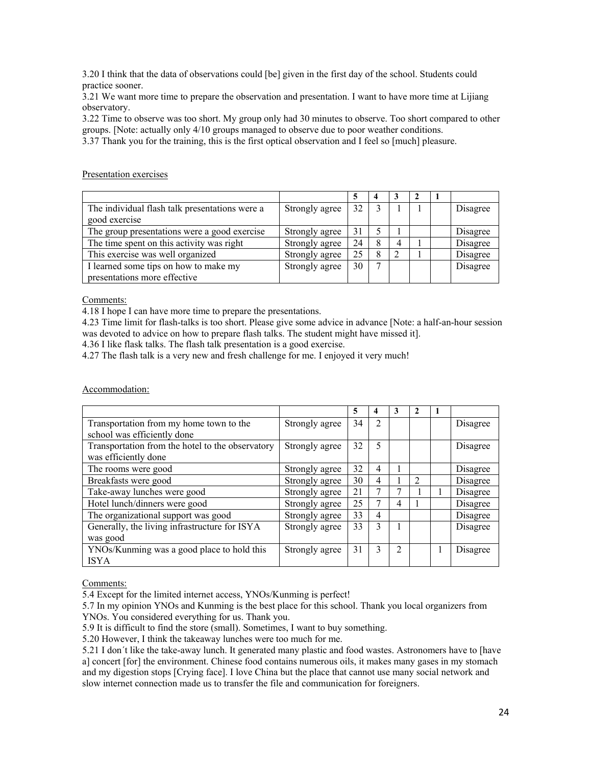3.20 I think that the data of observations could [be] given in the first day of the school. Students could practice sooner.
3.21 We want more time to prepare the observation and presentation. I want to have more time at Lijiang observatory.
3.22 Time to observe was too short. My group only had 30 minutes to observe. Too short compared to other groups. [Note: actually only 4/10 groups managed to observe due to poor weather conditions.
3.37 Thank you for the training, this is the first optical observation and I feel so [much] pleasure.

Presentation exercises

| | | 5 | 4 | 3 | 2 | 1 | |
|---|---|---|---|---|---|---|---|
| The individual flash talk presentations were a good exercise | Strongly agree | 32 | 3 | 1 | 1 | | Disagree |
| The group presentations were a good exercise | Strongly agree | 31 | 5 | 1 | | | Disagree |
| The time spent on this activity was right | Strongly agree | 24 | 8 | 4 | 1 | | Disagree |
| This exercise was well organized | Strongly agree | 25 | 8 | 2 | 1 | | Disagree |
| I learned some tips on how to make my presentations more effective | Strongly agree | 30 | 7 | | | | Disagree |

Comments:
4.18 I hope I can have more time to prepare the presentations.
4.23 Time limit for flash-talks is too short. Please give some advice in advance [Note: a half-an-hour session was devoted to advice on how to prepare flash talks. The student might have missed it].
4.36 I like flask talks. The flash talk presentation is a good exercise.
4.27 The flash talk is a very new and fresh challenge for me. I enjoyed it very much!

Accommodation:

| | | 5 | 4 | 3 | 2 | 1 | |
|---|---|---|---|---|---|---|---|
| Transportation from my home town to the school was efficiently done | Strongly agree | 34 | 2 | | | | Disagree |
| Transportation from the hotel to the observatory was efficiently done | Strongly agree | 32 | 5 | | | | Disagree |
| The rooms were good | Strongly agree | 32 | 4 | 1 | | | Disagree |
| Breakfasts were good | Strongly agree | 30 | 4 | 1 | 2 | | Disagree |
| Take-away lunches were good | Strongly agree | 21 | 7 | 7 | 1 | 1 | Disagree |
| Hotel lunch/dinners were good | Strongly agree | 25 | 7 | 4 | 1 | | Disagree |
| The organizational support was good | Strongly agree | 33 | 4 | | | | Disagree |
| Generally, the living infrastructure for ISYA was good | Strongly agree | 33 | 3 | 1 | | | Disagree |
| YNOs/Kunming was a good place to hold this ISYA | Strongly agree | 31 | 3 | 2 | | 1 | Disagree |

Comments:
5.4 Except for the limited internet access, YNOs/Kunming is perfect!
5.7 In my opinion YNOs and Kunming is the best place for this school. Thank you local organizers from YNOs. You considered everything for us. Thank you.
5.9 It is difficult to find the store (small). Sometimes, I want to buy something.
5.20 However, I think the takeaway lunches were too much for me.
5.21 I don´t like the take-away lunch. It generated many plastic and food wastes. Astronomers have to [have a] concert [for] the environment. Chinese food contains numerous oils, it makes many gases in my stomach and my digestion stops [Crying face]. I love China but the place that cannot use many social network and slow internet connection made us to transfer the file and communication for foreigners.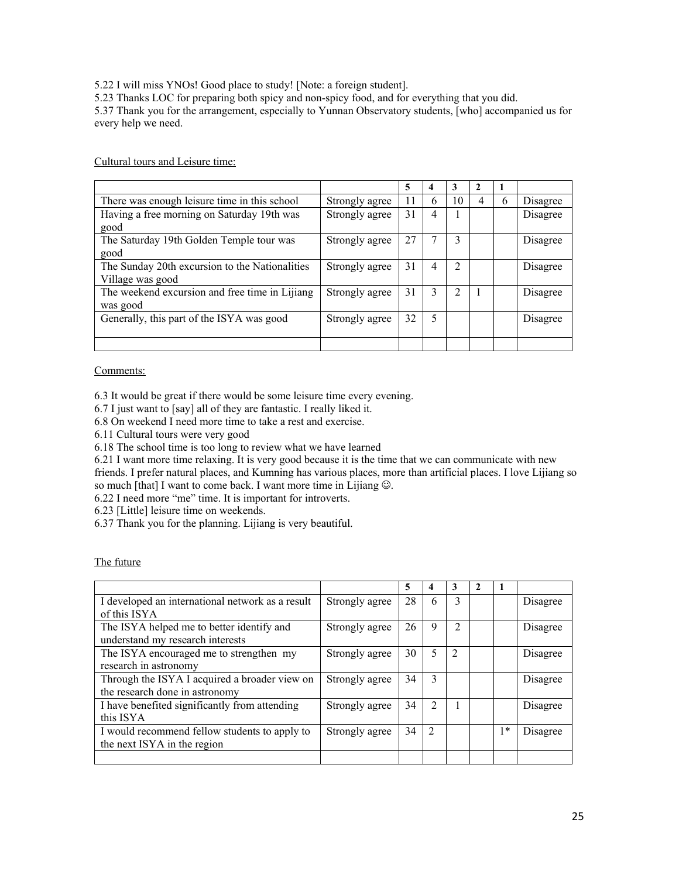5.22 I will miss YNOs! Good place to study! [Note: a foreign student].
5.23 Thanks LOC for preparing both spicy and non-spicy food, and for everything that you did.
5.37 Thank you for the arrangement, especially to Yunnan Observatory students, [who] accompanied us for every help we need.

Cultural tours and Leisure time:

| | | 5 | 4 | 3 | 2 | 1 | |
|---|---|---|---|---|---|---|---|
| There was enough leisure time in this school | Strongly agree | 11 | 6 | 10 | 4 | 6 | Disagree |
| Having a free morning on Saturday 19th was good | Strongly agree | 31 | 4 | 1 | | | Disagree |
| The Saturday 19th Golden Temple tour was good | Strongly agree | 27 | 7 | 3 | | | Disagree |
| The Sunday 20th excursion to the Nationalities Village was good | Strongly agree | 31 | 4 | 2 | | | Disagree |
| The weekend excursion and free time in Lijiang was good | Strongly agree | 31 | 3 | 2 | 1 | | Disagree |
| Generally, this part of the ISYA was good | Strongly agree | 32 | 5 | | | | Disagree |
| | | | | | | | |

Comments:

6.3 It would be great if there would be some leisure time every evening.
6.7 I just want to [say] all of they are fantastic. I really liked it.
6.8 On weekend I need more time to take a rest and exercise.
6.11 Cultural tours were very good
6.18 The school time is too long to review what we have learned
6.21 I want more time relaxing. It is very good because it is the time that we can communicate with new friends. I prefer natural places, and Kumning has various places, more than artificial places. I love Lijiang so so much [that] I want to come back. I want more time in Lijiang ☺.
6.22 I need more "me" time. It is important for introverts.
6.23 [Little] leisure time on weekends.
6.37 Thank you for the planning. Lijiang is very beautiful.

The future

| | | 5 | 4 | 3 | 2 | 1 | |
|---|---|---|---|---|---|---|---|
| I developed an international network as a result of this ISYA | Strongly agree | 28 | 6 | 3 | | | Disagree |
| The ISYA helped me to better identify and understand my research interests | Strongly agree | 26 | 9 | 2 | | | Disagree |
| The ISYA encouraged me to strengthen my research in astronomy | Strongly agree | 30 | 5 | 2 | | | Disagree |
| Through the ISYA I acquired a broader view on the research done in astronomy | Strongly agree | 34 | 3 | | | | Disagree |
| I have benefited significantly from attending this ISYA | Strongly agree | 34 | 2 | 1 | | | Disagree |
| I would recommend fellow students to apply to the next ISYA in the region | Strongly agree | 34 | 2 | | | 1* | Disagree |
| | | | | | | | |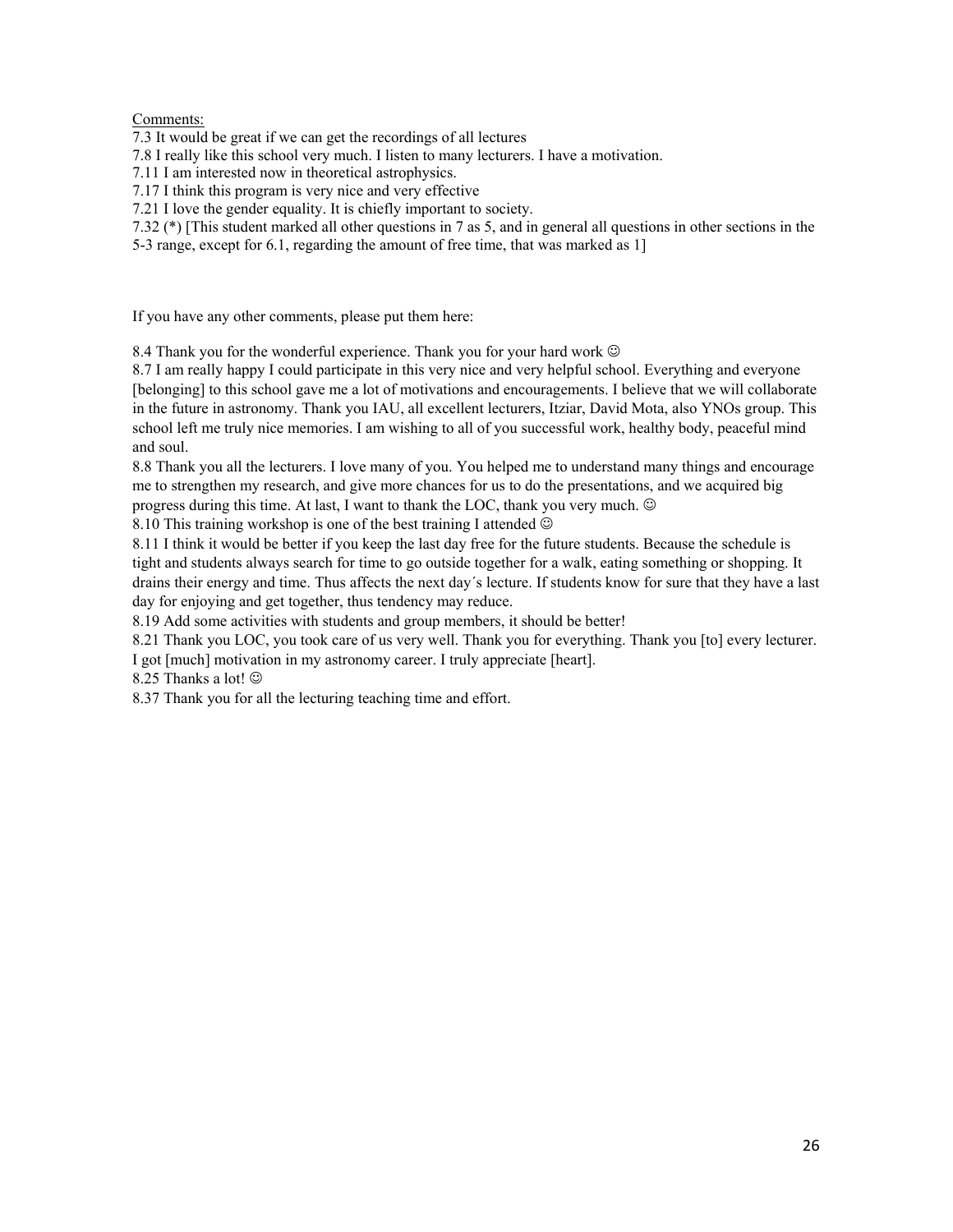Comments:

7.3 It would be great if we can get the recordings of all lectures

7.8 I really like this school very much. I listen to many lecturers. I have a motivation.

7.11 I am interested now in theoretical astrophysics.

7.17 I think this program is very nice and very effective

7.21 I love the gender equality. It is chiefly important to society.

7.32 (*) [This student marked all other questions in 7 as 5, and in general all questions in other sections in the 5-3 range, except for 6.1, regarding the amount of free time, that was marked as 1]

If you have any other comments, please put them here:

8.4 Thank you for the wonderful experience. Thank you for your hard work ☺

8.7 I am really happy I could participate in this very nice and very helpful school. Everything and everyone [belonging] to this school gave me a lot of motivations and encouragements. I believe that we will collaborate in the future in astronomy. Thank you IAU, all excellent lecturers, Itziar, David Mota, also YNOs group. This school left me truly nice memories. I am wishing to all of you successful work, healthy body, peaceful mind and soul.

8.8 Thank you all the lecturers. I love many of you. You helped me to understand many things and encourage me to strengthen my research, and give more chances for us to do the presentations, and we acquired big progress during this time. At last, I want to thank the LOC, thank you very much. ☺

8.10 This training workshop is one of the best training I attended ☺

8.11 I think it would be better if you keep the last day free for the future students. Because the schedule is tight and students always search for time to go outside together for a walk, eating something or shopping. It drains their energy and time. Thus affects the next day´s lecture. If students know for sure that they have a last day for enjoying and get together, thus tendency may reduce.

8.19 Add some activities with students and group members, it should be better!

8.21 Thank you LOC, you took care of us very well. Thank you for everything. Thank you [to] every lecturer. I got [much] motivation in my astronomy career. I truly appreciate [heart].

8.25 Thanks a lot! ☺

8.37 Thank you for all the lecturing teaching time and effort.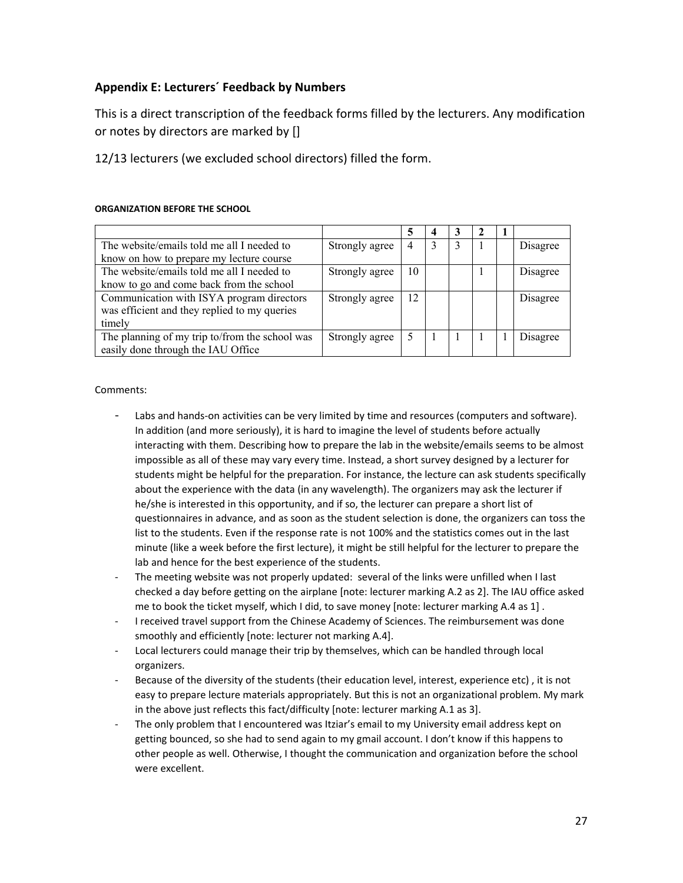## Appendix E: Lecturers´ Feedback by Numbers

This is a direct transcription of the feedback forms filled by the lecturers. Any modification or notes by directors are marked by []

12/13 lecturers (we excluded school directors) filled the form.

**ORGANIZATION BEFORE THE SCHOOL**

| | | 5 | 4 | 3 | 2 | 1 | |
|---|---|---|---|---|---|---|---|
| The website/emails told me all I needed to know on how to prepare my lecture course | Strongly agree | 4 | 3 | 3 | 1 | | Disagree |
| The website/emails told me all I needed to know to go and come back from the school | Strongly agree | 10 | | | 1 | | Disagree |
| Communication with ISYA program directors was efficient and they replied to my queries timely | Strongly agree | 12 | | | | | Disagree |
| The planning of my trip to/from the school was easily done through the IAU Office | Strongly agree | 5 | 1 | 1 | 1 | 1 | Disagree |

Comments:

- Labs and hands-on activities can be very limited by time and resources (computers and software). In addition (and more seriously), it is hard to imagine the level of students before actually interacting with them. Describing how to prepare the lab in the website/emails seems to be almost impossible as all of these may vary every time. Instead, a short survey designed by a lecturer for students might be helpful for the preparation. For instance, the lecture can ask students specifically about the experience with the data (in any wavelength). The organizers may ask the lecturer if he/she is interested in this opportunity, and if so, the lecturer can prepare a short list of questionnaires in advance, and as soon as the student selection is done, the organizers can toss the list to the students. Even if the response rate is not 100% and the statistics comes out in the last minute (like a week before the first lecture), it might be still helpful for the lecturer to prepare the lab and hence for the best experience of the students.
- The meeting website was not properly updated: several of the links were unfilled when I last checked a day before getting on the airplane [note: lecturer marking A.2 as 2]. The IAU office asked me to book the ticket myself, which I did, to save money [note: lecturer marking A.4 as 1] .
- I received travel support from the Chinese Academy of Sciences. The reimbursement was done smoothly and efficiently [note: lecturer not marking A.4].
- Local lecturers could manage their trip by themselves, which can be handled through local organizers.
- Because of the diversity of the students (their education level, interest, experience etc) , it is not easy to prepare lecture materials appropriately. But this is not an organizational problem. My mark in the above just reflects this fact/difficulty [note: lecturer marking A.1 as 3].
- The only problem that I encountered was Itziar's email to my University email address kept on getting bounced, so she had to send again to my gmail account. I don't know if this happens to other people as well. Otherwise, I thought the communication and organization before the school were excellent.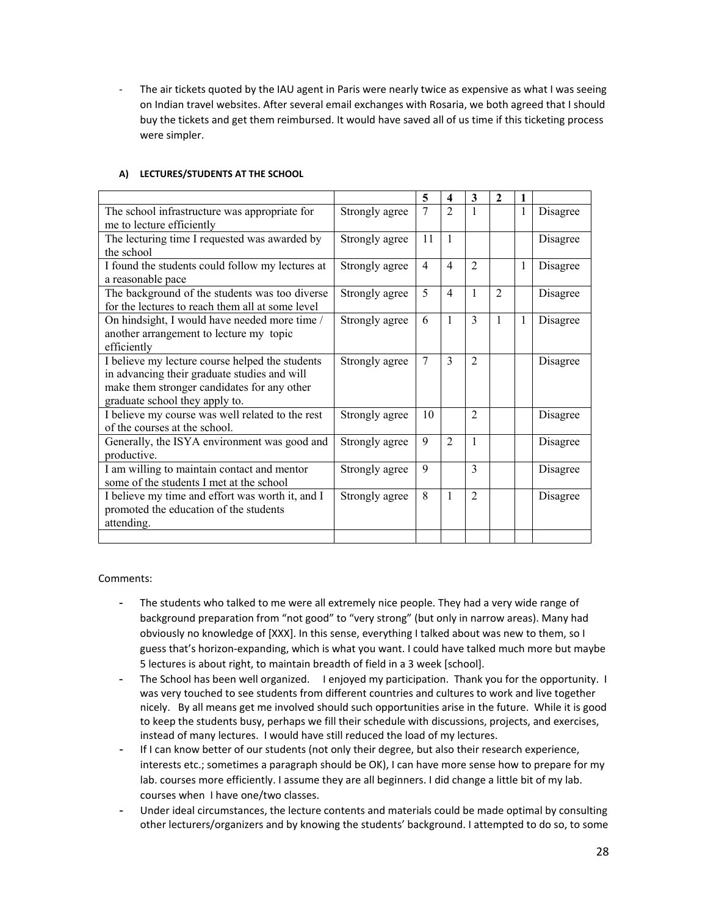- The air tickets quoted by the IAU agent in Paris were nearly twice as expensive as what I was seeing on Indian travel websites. After several email exchanges with Rosaria, we both agreed that I should buy the tickets and get them reimbursed. It would have saved all of us time if this ticketing process were simpler.

**A) LECTURES/STUDENTS AT THE SCHOOL**

| | | 5 | 4 | 3 | 2 | 1 | |
|---|---|---|---|---|---|---|---|
| The school infrastructure was appropriate for me to lecture efficiently | Strongly agree | 7 | 2 | 1 | | 1 | Disagree |
| The lecturing time I requested was awarded by the school | Strongly agree | 11 | 1 | | | | Disagree |
| I found the students could follow my lectures at a reasonable pace | Strongly agree | 4 | 4 | 2 | | 1 | Disagree |
| The background of the students was too diverse for the lectures to reach them all at some level | Strongly agree | 5 | 4 | 1 | 2 | | Disagree |
| On hindsight, I would have needed more time / another arrangement to lecture my topic efficiently | Strongly agree | 6 | 1 | 3 | 1 | 1 | Disagree |
| I believe my lecture course helped the students in advancing their graduate studies and will make them stronger candidates for any other graduate school they apply to. | Strongly agree | 7 | 3 | 2 | | | Disagree |
| I believe my course was well related to the rest of the courses at the school. | Strongly agree | 10 | | 2 | | | Disagree |
| Generally, the ISYA environment was good and productive. | Strongly agree | 9 | 2 | 1 | | | Disagree |
| I am willing to maintain contact and mentor some of the students I met at the school | Strongly agree | 9 | | 3 | | | Disagree |
| I believe my time and effort was worth it, and I promoted the education of the students attending. | Strongly agree | 8 | 1 | 2 | | | Disagree |
| | | | | | | | |

Comments:

- The students who talked to me were all extremely nice people. They had a very wide range of background preparation from "not good" to "very strong" (but only in narrow areas). Many had obviously no knowledge of [XXX]. In this sense, everything I talked about was new to them, so I guess that's horizon-expanding, which is what you want. I could have talked much more but maybe 5 lectures is about right, to maintain breadth of field in a 3 week [school].
- The School has been well organized. I enjoyed my participation. Thank you for the opportunity. I was very touched to see students from different countries and cultures to work and live together nicely. By all means get me involved should such opportunities arise in the future. While it is good to keep the students busy, perhaps we fill their schedule with discussions, projects, and exercises, instead of many lectures. I would have still reduced the load of my lectures.
- If I can know better of our students (not only their degree, but also their research experience, interests etc.; sometimes a paragraph should be OK), I can have more sense how to prepare for my lab. courses more efficiently. I assume they are all beginners. I did change a little bit of my lab. courses when I have one/two classes.
- Under ideal circumstances, the lecture contents and materials could be made optimal by consulting other lecturers/organizers and by knowing the students' background. I attempted to do so, to some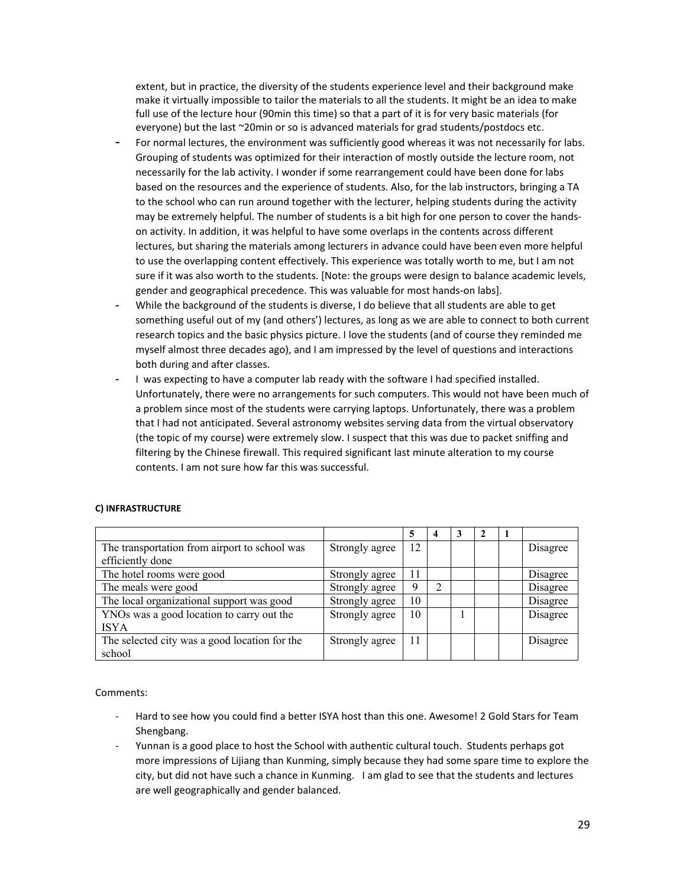extent, but in practice, the diversity of the students experience level and their background make make it virtually impossible to tailor the materials to all the students. It might be an idea to make full use of the lecture hour (90min this time) so that a part of it is for very basic materials (for everyone) but the last ~20min or so is advanced materials for grad students/postdocs etc.

- For normal lectures, the environment was sufficiently good whereas it was not necessarily for labs. Grouping of students was optimized for their interaction of mostly outside the lecture room, not necessarily for the lab activity. I wonder if some rearrangement could have been done for labs based on the resources and the experience of students. Also, for the lab instructors, bringing a TA to the school who can run around together with the lecturer, helping students during the activity may be extremely helpful. The number of students is a bit high for one person to cover the hands-on activity. In addition, it was helpful to have some overlaps in the contents across different lectures, but sharing the materials among lecturers in advance could have been even more helpful to use the overlapping content effectively. This experience was totally worth to me, but I am not sure if it was also worth to the students. [Note: the groups were design to balance academic levels, gender and geographical precedence. This was valuable for most hands-on labs].
- While the background of the students is diverse, I do believe that all students are able to get something useful out of my (and others') lectures, as long as we are able to connect to both current research topics and the basic physics picture. I love the students (and of course they reminded me myself almost three decades ago), and I am impressed by the level of questions and interactions both during and after classes.
- I was expecting to have a computer lab ready with the software I had specified installed. Unfortunately, there were no arrangements for such computers. This would not have been much of a problem since most of the students were carrying laptops. Unfortunately, there was a problem that I had not anticipated. Several astronomy websites serving data from the virtual observatory (the topic of my course) were extremely slow. I suspect that this was due to packet sniffing and filtering by the Chinese firewall. This required significant last minute alteration to my course contents. I am not sure how far this was successful.

**C) INFRASTRUCTURE**

| | | 5 | 4 | 3 | 2 | 1 | |
|---|---|---|---|---|---|---|---|
| The transportation from airport to school was efficiently done | Strongly agree | 12 | | | | | Disagree |
| The hotel rooms were good | Strongly agree | 11 | | | | | Disagree |
| The meals were good | Strongly agree | 9 | 2 | | | | Disagree |
| The local organizational support was good | Strongly agree | 10 | | | | | Disagree |
| YNOs was a good location to carry out the ISYA | Strongly agree | 10 | | 1 | | | Disagree |
| The selected city was a good location for the school | Strongly agree | 11 | | | | | Disagree |

Comments:

- Hard to see how you could find a better ISYA host than this one. Awesome! 2 Gold Stars for Team Shengbang.
- Yunnan is a good place to host the School with authentic cultural touch. Students perhaps got more impressions of Lijiang than Kunming, simply because they had some spare time to explore the city, but did not have such a chance in Kunming. I am glad to see that the students and lectures are well geographically and gender balanced.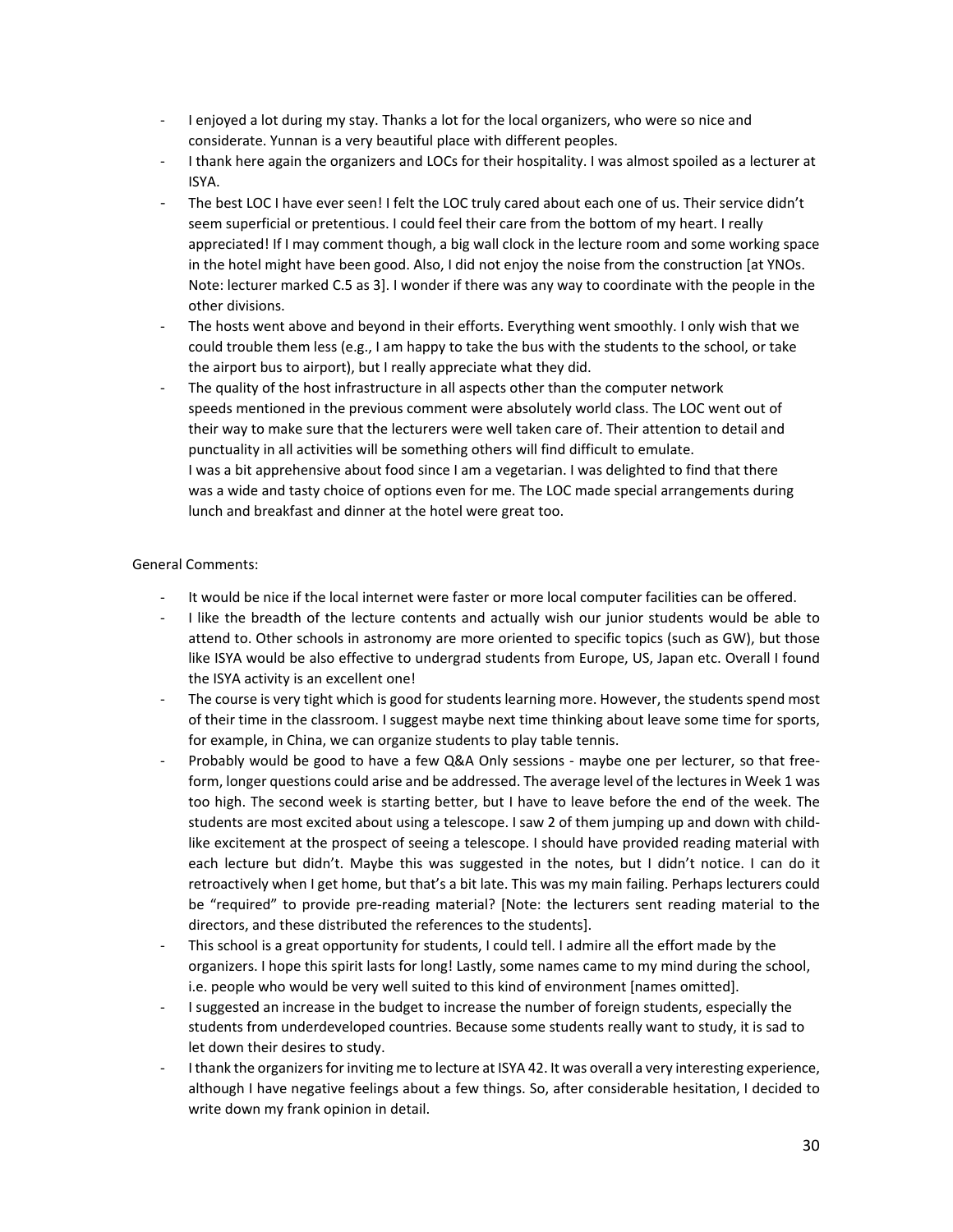- I enjoyed a lot during my stay. Thanks a lot for the local organizers, who were so nice and considerate. Yunnan is a very beautiful place with different peoples.
- I thank here again the organizers and LOCs for their hospitality. I was almost spoiled as a lecturer at ISYA.
- The best LOC I have ever seen! I felt the LOC truly cared about each one of us. Their service didn't seem superficial or pretentious. I could feel their care from the bottom of my heart. I really appreciated! If I may comment though, a big wall clock in the lecture room and some working space in the hotel might have been good. Also, I did not enjoy the noise from the construction [at YNOs. Note: lecturer marked C.5 as 3]. I wonder if there was any way to coordinate with the people in the other divisions.
- The hosts went above and beyond in their efforts. Everything went smoothly. I only wish that we could trouble them less (e.g., I am happy to take the bus with the students to the school, or take the airport bus to airport), but I really appreciate what they did.
- The quality of the host infrastructure in all aspects other than the computer network speeds mentioned in the previous comment were absolutely world class. The LOC went out of their way to make sure that the lecturers were well taken care of. Their attention to detail and punctuality in all activities will be something others will find difficult to emulate.
  I was a bit apprehensive about food since I am a vegetarian. I was delighted to find that there was a wide and tasty choice of options even for me. The LOC made special arrangements during lunch and breakfast and dinner at the hotel were great too.

General Comments:

- It would be nice if the local internet were faster or more local computer facilities can be offered.
- I like the breadth of the lecture contents and actually wish our junior students would be able to attend to. Other schools in astronomy are more oriented to specific topics (such as GW), but those like ISYA would be also effective to undergrad students from Europe, US, Japan etc. Overall I found the ISYA activity is an excellent one!
- The course is very tight which is good for students learning more. However, the students spend most of their time in the classroom. I suggest maybe next time thinking about leave some time for sports, for example, in China, we can organize students to play table tennis.
- Probably would be good to have a few Q&A Only sessions - maybe one per lecturer, so that free-form, longer questions could arise and be addressed. The average level of the lectures in Week 1 was too high. The second week is starting better, but I have to leave before the end of the week. The students are most excited about using a telescope. I saw 2 of them jumping up and down with child-like excitement at the prospect of seeing a telescope. I should have provided reading material with each lecture but didn't. Maybe this was suggested in the notes, but I didn't notice. I can do it retroactively when I get home, but that's a bit late. This was my main failing. Perhaps lecturers could be "required" to provide pre-reading material? [Note: the lecturers sent reading material to the directors, and these distributed the references to the students].
- This school is a great opportunity for students, I could tell. I admire all the effort made by the organizers. I hope this spirit lasts for long! Lastly, some names came to my mind during the school, i.e. people who would be very well suited to this kind of environment [names omitted].
- I suggested an increase in the budget to increase the number of foreign students, especially the students from underdeveloped countries. Because some students really want to study, it is sad to let down their desires to study.
- I thank the organizers for inviting me to lecture at ISYA 42. It was overall a very interesting experience, although I have negative feelings about a few things. So, after considerable hesitation, I decided to write down my frank opinion in detail.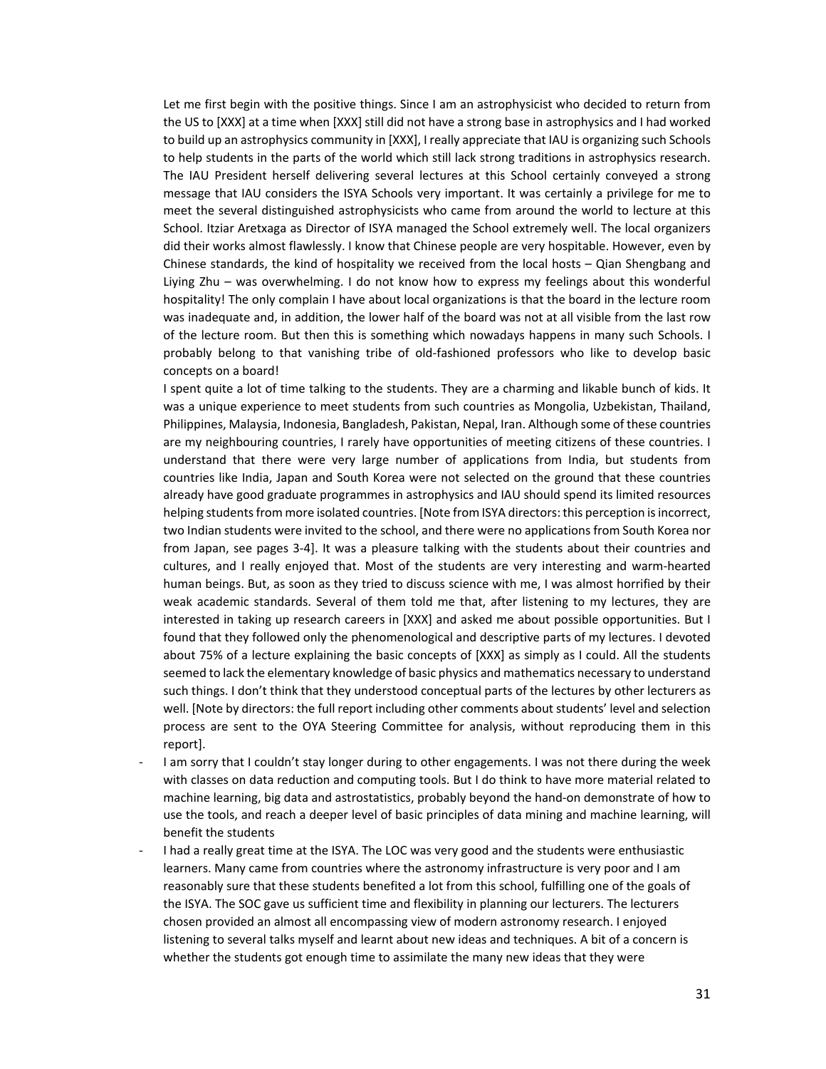Let me first begin with the positive things. Since I am an astrophysicist who decided to return from the US to [XXX] at a time when [XXX] still did not have a strong base in astrophysics and I had worked to build up an astrophysics community in [XXX], I really appreciate that IAU is organizing such Schools to help students in the parts of the world which still lack strong traditions in astrophysics research. The IAU President herself delivering several lectures at this School certainly conveyed a strong message that IAU considers the ISYA Schools very important. It was certainly a privilege for me to meet the several distinguished astrophysicists who came from around the world to lecture at this School. Itziar Aretxaga as Director of ISYA managed the School extremely well. The local organizers did their works almost flawlessly. I know that Chinese people are very hospitable. However, even by Chinese standards, the kind of hospitality we received from the local hosts – Qian Shengbang and Liying Zhu – was overwhelming. I do not know how to express my feelings about this wonderful hospitality! The only complain I have about local organizations is that the board in the lecture room was inadequate and, in addition, the lower half of the board was not at all visible from the last row of the lecture room. But then this is something which nowadays happens in many such Schools. I probably belong to that vanishing tribe of old-fashioned professors who like to develop basic concepts on a board!

I spent quite a lot of time talking to the students. They are a charming and likable bunch of kids. It was a unique experience to meet students from such countries as Mongolia, Uzbekistan, Thailand, Philippines, Malaysia, Indonesia, Bangladesh, Pakistan, Nepal, Iran. Although some of these countries are my neighbouring countries, I rarely have opportunities of meeting citizens of these countries. I understand that there were very large number of applications from India, but students from countries like India, Japan and South Korea were not selected on the ground that these countries already have good graduate programmes in astrophysics and IAU should spend its limited resources helping students from more isolated countries. [Note from ISYA directors: this perception is incorrect, two Indian students were invited to the school, and there were no applications from South Korea nor from Japan, see pages 3-4]. It was a pleasure talking with the students about their countries and cultures, and I really enjoyed that. Most of the students are very interesting and warm-hearted human beings. But, as soon as they tried to discuss science with me, I was almost horrified by their weak academic standards. Several of them told me that, after listening to my lectures, they are interested in taking up research careers in [XXX] and asked me about possible opportunities. But I found that they followed only the phenomenological and descriptive parts of my lectures. I devoted about 75% of a lecture explaining the basic concepts of [XXX] as simply as I could. All the students seemed to lack the elementary knowledge of basic physics and mathematics necessary to understand such things. I don't think that they understood conceptual parts of the lectures by other lecturers as well. [Note by directors: the full report including other comments about students' level and selection process are sent to the OYA Steering Committee for analysis, without reproducing them in this report].

- I am sorry that I couldn't stay longer during to other engagements. I was not there during the week with classes on data reduction and computing tools. But I do think to have more material related to machine learning, big data and astrostatistics, probably beyond the hand-on demonstrate of how to use the tools, and reach a deeper level of basic principles of data mining and machine learning, will benefit the students
- I had a really great time at the ISYA. The LOC was very good and the students were enthusiastic learners. Many came from countries where the astronomy infrastructure is very poor and I am reasonably sure that these students benefited a lot from this school, fulfilling one of the goals of the ISYA. The SOC gave us sufficient time and flexibility in planning our lecturers. The lecturers chosen provided an almost all encompassing view of modern astronomy research. I enjoyed listening to several talks myself and learnt about new ideas and techniques. A bit of a concern is whether the students got enough time to assimilate the many new ideas that they were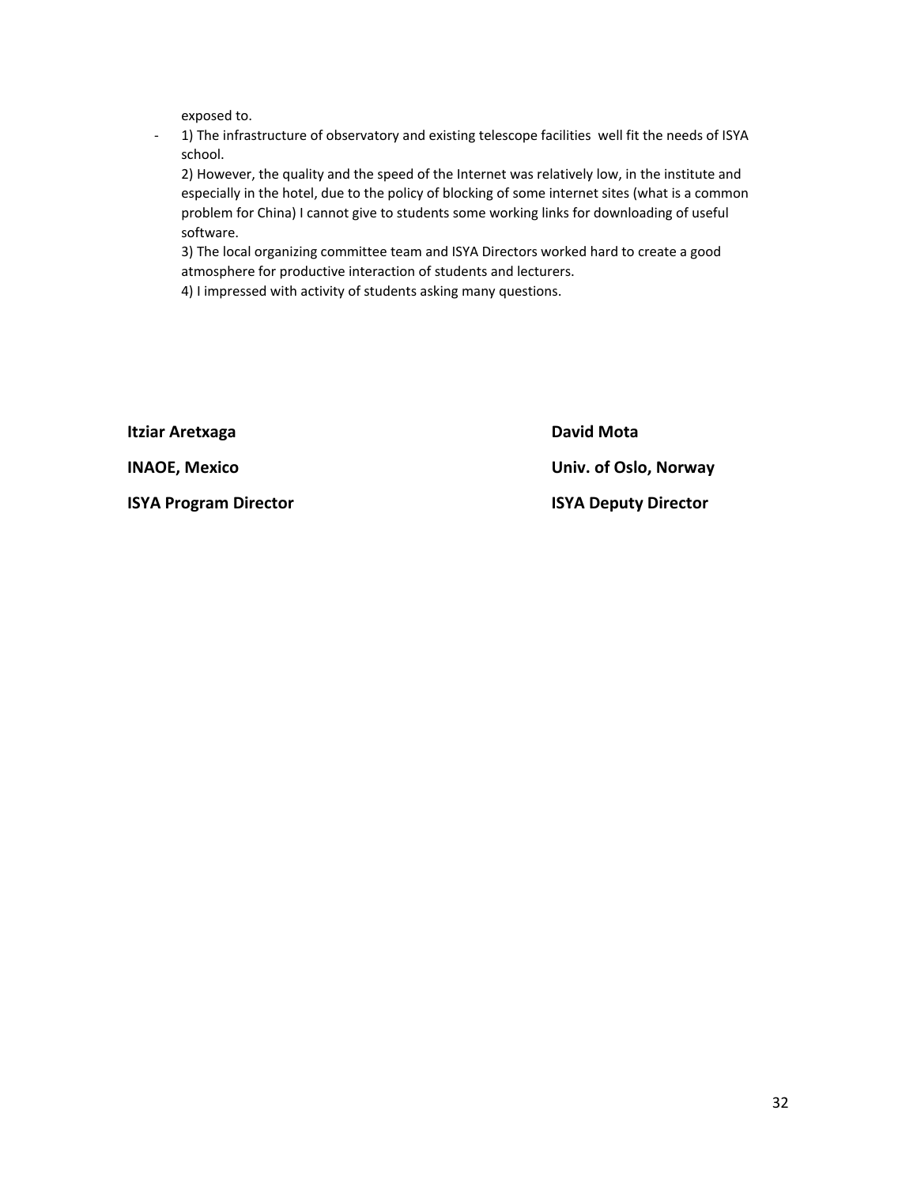exposed to.

- 1) The infrastructure of observatory and existing telescope facilities  well fit the needs of ISYA school.

  2) However, the quality and the speed of the Internet was relatively low, in the institute and especially in the hotel, due to the policy of blocking of some internet sites (what is a common problem for China) I cannot give to students some working links for downloading of useful software.

  3) The local organizing committee team and ISYA Directors worked hard to create a good atmosphere for productive interaction of students and lecturers.

  4) I impressed with activity of students asking many questions.

**Itziar Aretxaga**

**INAOE, Mexico**

**ISYA Program Director**

**David Mota**

**Univ. of Oslo, Norway**

**ISYA Deputy Director**